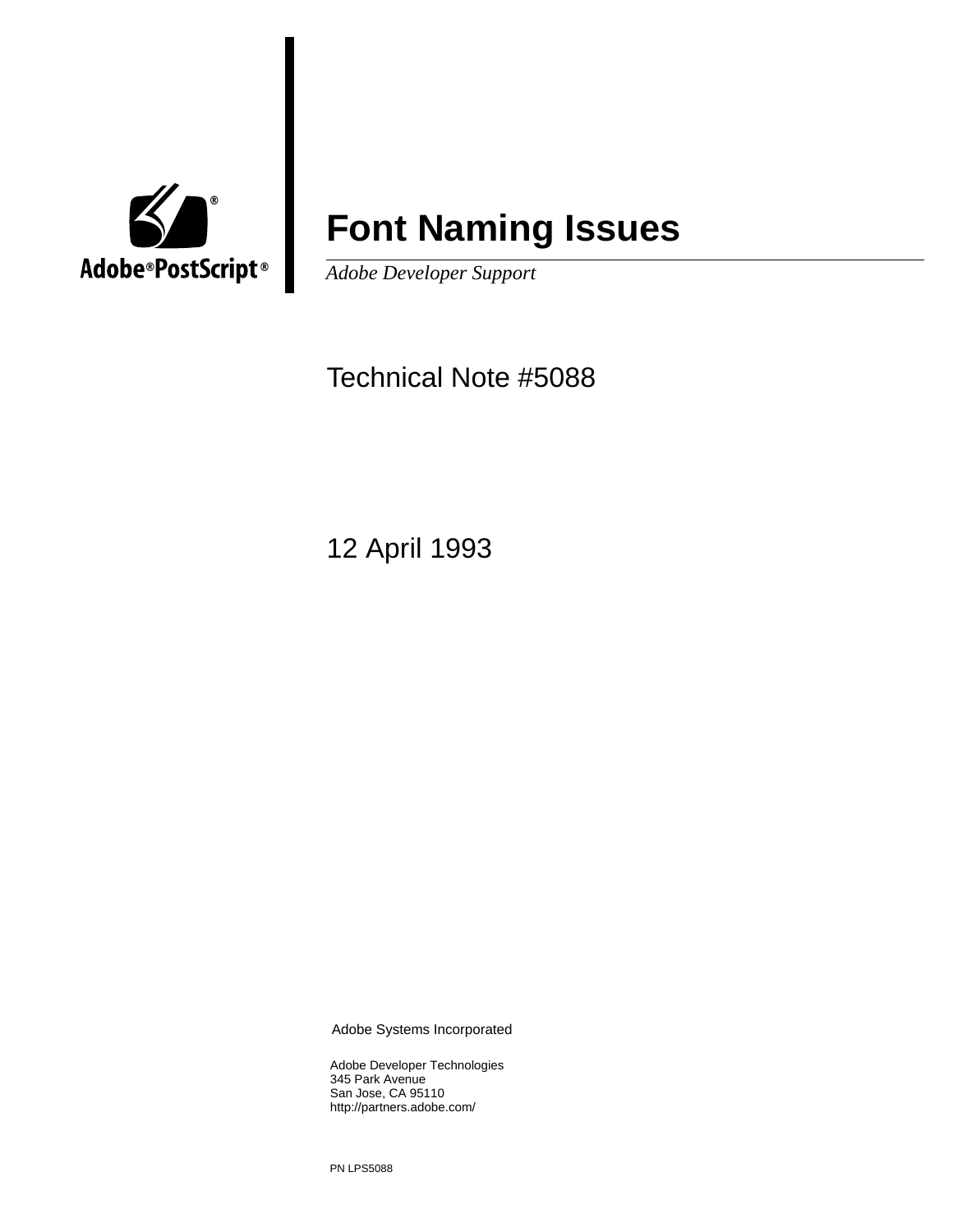Adobe® PostScript®

# Font Naming Issues

*Adobe Developer Support*

Technical Note #5088

12 April 1993

Adobe Systems Incorporated

Adobe Developer Technologies
345 Park Avenue
San Jose, CA 95110
http://partners.adobe.com/

PN LPS5088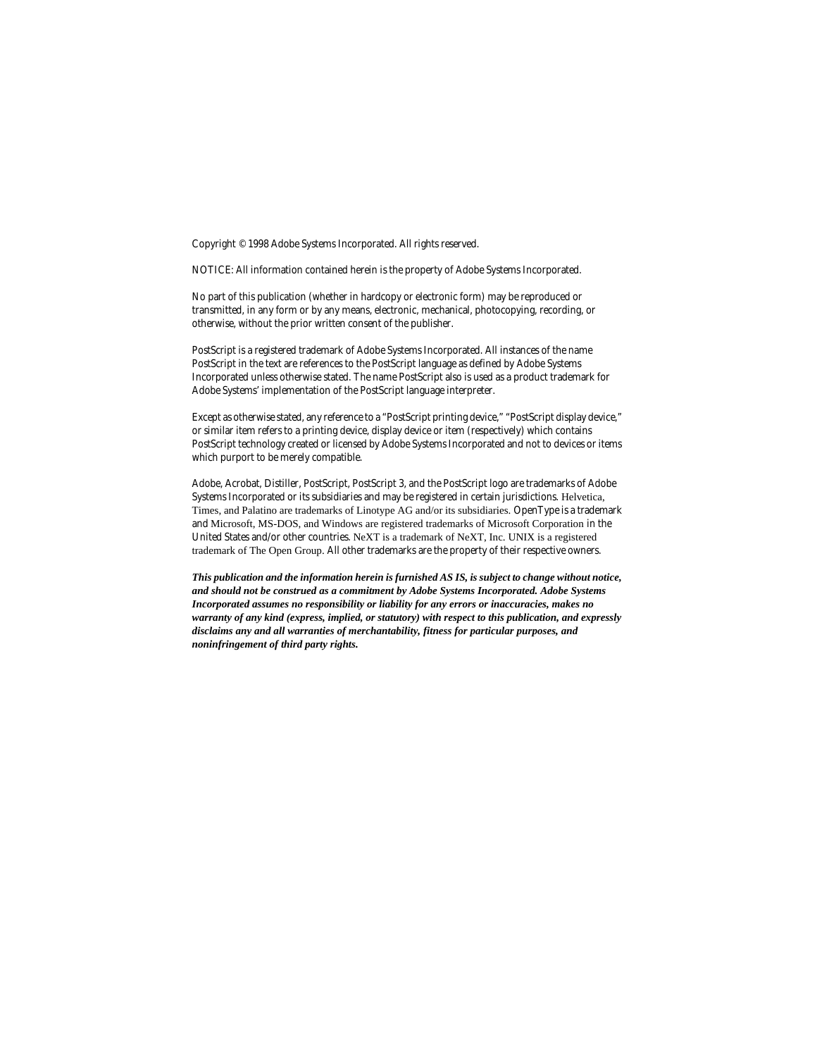Copyright © 1998 Adobe Systems Incorporated. All rights reserved.

NOTICE: All information contained herein is the property of Adobe Systems Incorporated.

No part of this publication (whether in hardcopy or electronic form) may be reproduced or transmitted, in any form or by any means, electronic, mechanical, photocopying, recording, or otherwise, without the prior written consent of the publisher.

PostScript is a registered trademark of Adobe Systems Incorporated. All instances of the name PostScript in the text are references to the PostScript language as defined by Adobe Systems Incorporated unless otherwise stated. The name PostScript also is used as a product trademark for Adobe Systems' implementation of the PostScript language interpreter.

Except as otherwise stated, any reference to a "PostScript printing device," "PostScript display device," or similar item refers to a printing device, display device or item (respectively) which contains PostScript technology created or licensed by Adobe Systems Incorporated and not to devices or items which purport to be merely compatible.

Adobe, Acrobat, Distiller, PostScript, PostScript 3, and the PostScript logo are trademarks of Adobe Systems Incorporated or its subsidiaries and may be registered in certain jurisdictions. Helvetica, Times, and Palatino are trademarks of Linotype AG and/or its subsidiaries. OpenType is a trademark and Microsoft, MS-DOS, and Windows are registered trademarks of Microsoft Corporation in the United States and/or other countries. NeXT is a trademark of NeXT, Inc. UNIX is a registered trademark of The Open Group. All other trademarks are the property of their respective owners.

***This publication and the information herein is furnished AS IS, is subject to change without notice, and should not be construed as a commitment by Adobe Systems Incorporated. Adobe Systems Incorporated assumes no responsibility or liability for any errors or inaccuracies, makes no warranty of any kind (express, implied, or statutory) with respect to this publication, and expressly disclaims any and all warranties of merchantability, fitness for particular purposes, and noninfringement of third party rights.***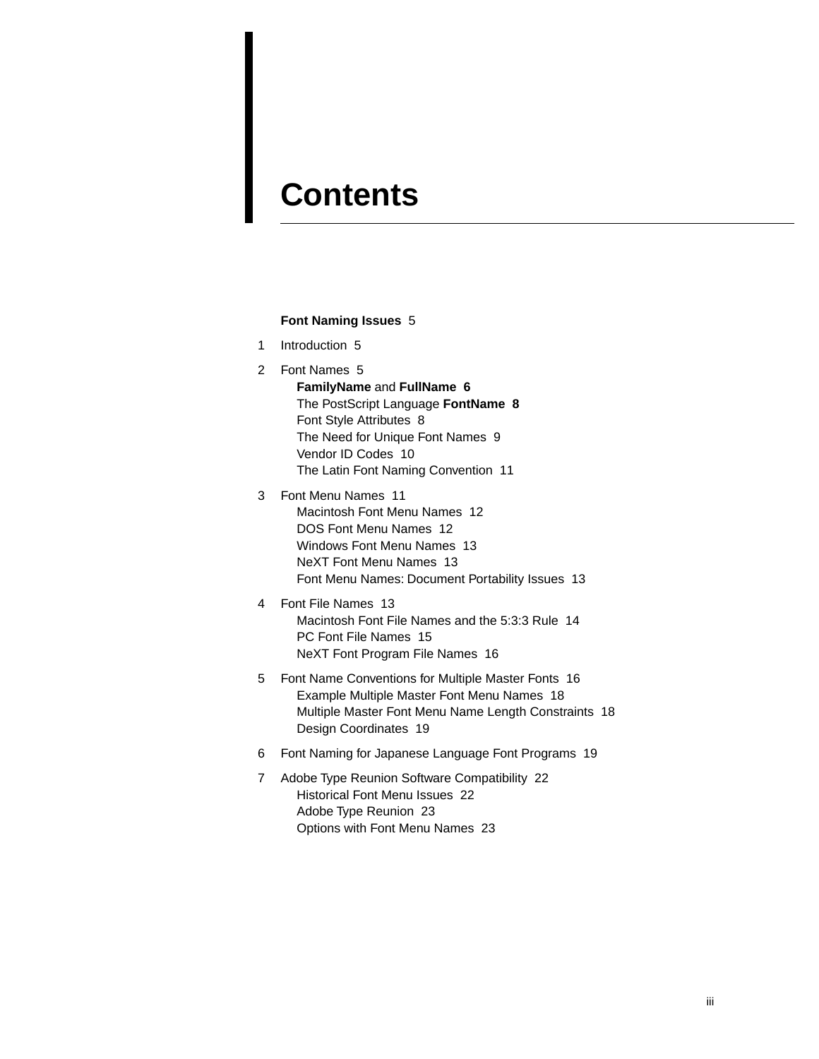# Contents

**Font Naming Issues** 5

1 Introduction 5

2 Font Names 5
- **FamilyName** and **FullName** **6**
- The PostScript Language **FontName** **8**
- Font Style Attributes 8
- The Need for Unique Font Names 9
- Vendor ID Codes 10
- The Latin Font Naming Convention 11

3 Font Menu Names 11
- Macintosh Font Menu Names 12
- DOS Font Menu Names 12
- Windows Font Menu Names 13
- NeXT Font Menu Names 13
- Font Menu Names: Document Portability Issues 13

4 Font File Names 13
- Macintosh Font File Names and the 5:3:3 Rule 14
- PC Font File Names 15
- NeXT Font Program File Names 16

5 Font Name Conventions for Multiple Master Fonts 16
- Example Multiple Master Font Menu Names 18
- Multiple Master Font Menu Name Length Constraints 18
- Design Coordinates 19

6 Font Naming for Japanese Language Font Programs 19

7 Adobe Type Reunion Software Compatibility 22
- Historical Font Menu Issues 22
- Adobe Type Reunion 23
- Options with Font Menu Names 23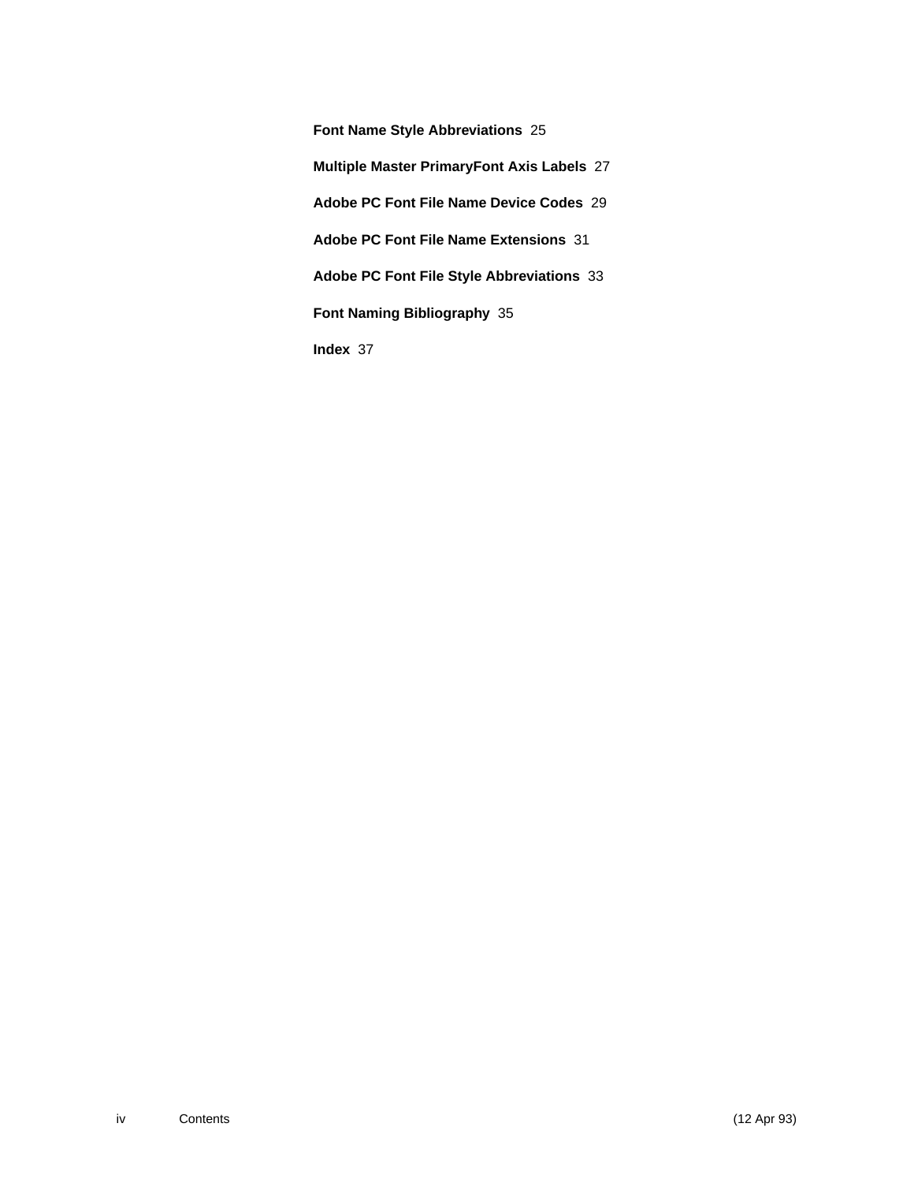**Font Name Style Abbreviations** 25

**Multiple Master PrimaryFont Axis Labels** 27

**Adobe PC Font File Name Device Codes** 29

**Adobe PC Font File Name Extensions** 31

**Adobe PC Font File Style Abbreviations** 33

**Font Naming Bibliography** 35

**Index** 37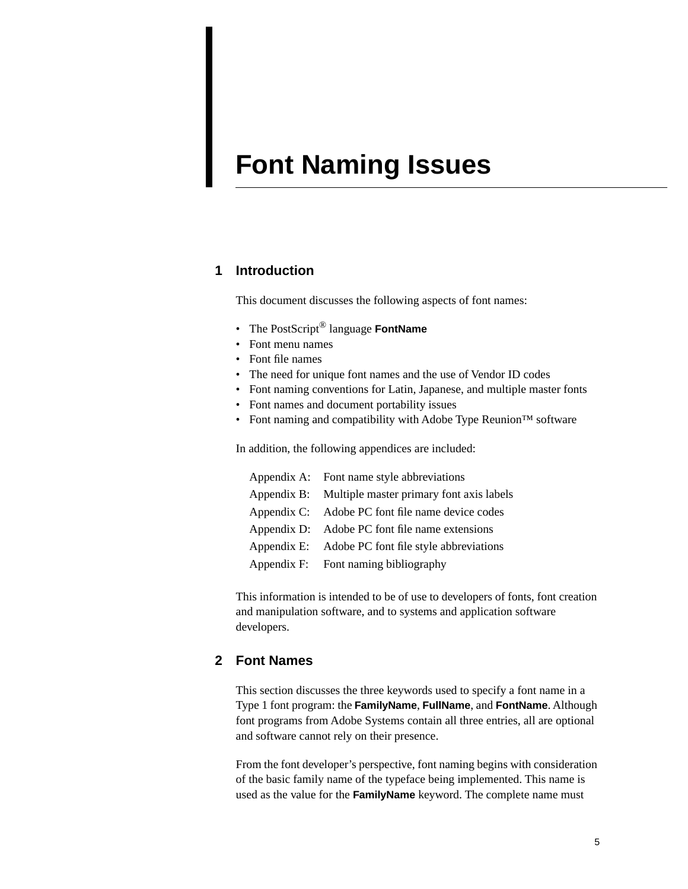# Font Naming Issues

## 1 Introduction

This document discusses the following aspects of font names:

- The PostScript® language **FontName**
- Font menu names
- Font file names
- The need for unique font names and the use of Vendor ID codes
- Font naming conventions for Latin, Japanese, and multiple master fonts
- Font names and document portability issues
- Font naming and compatibility with Adobe Type Reunion™ software

In addition, the following appendices are included:

| | |
|---|---|
| Appendix A: | Font name style abbreviations |
| Appendix B: | Multiple master primary font axis labels |
| Appendix C: | Adobe PC font file name device codes |
| Appendix D: | Adobe PC font file name extensions |
| Appendix E: | Adobe PC font file style abbreviations |
| Appendix F: | Font naming bibliography |

This information is intended to be of use to developers of fonts, font creation and manipulation software, and to systems and application software developers.

## 2 Font Names

This section discusses the three keywords used to specify a font name in a Type 1 font program: the **FamilyName**, **FullName**, and **FontName**. Although font programs from Adobe Systems contain all three entries, all are optional and software cannot rely on their presence.

From the font developer's perspective, font naming begins with consideration of the basic family name of the typeface being implemented. This name is used as the value for the **FamilyName** keyword. The complete name must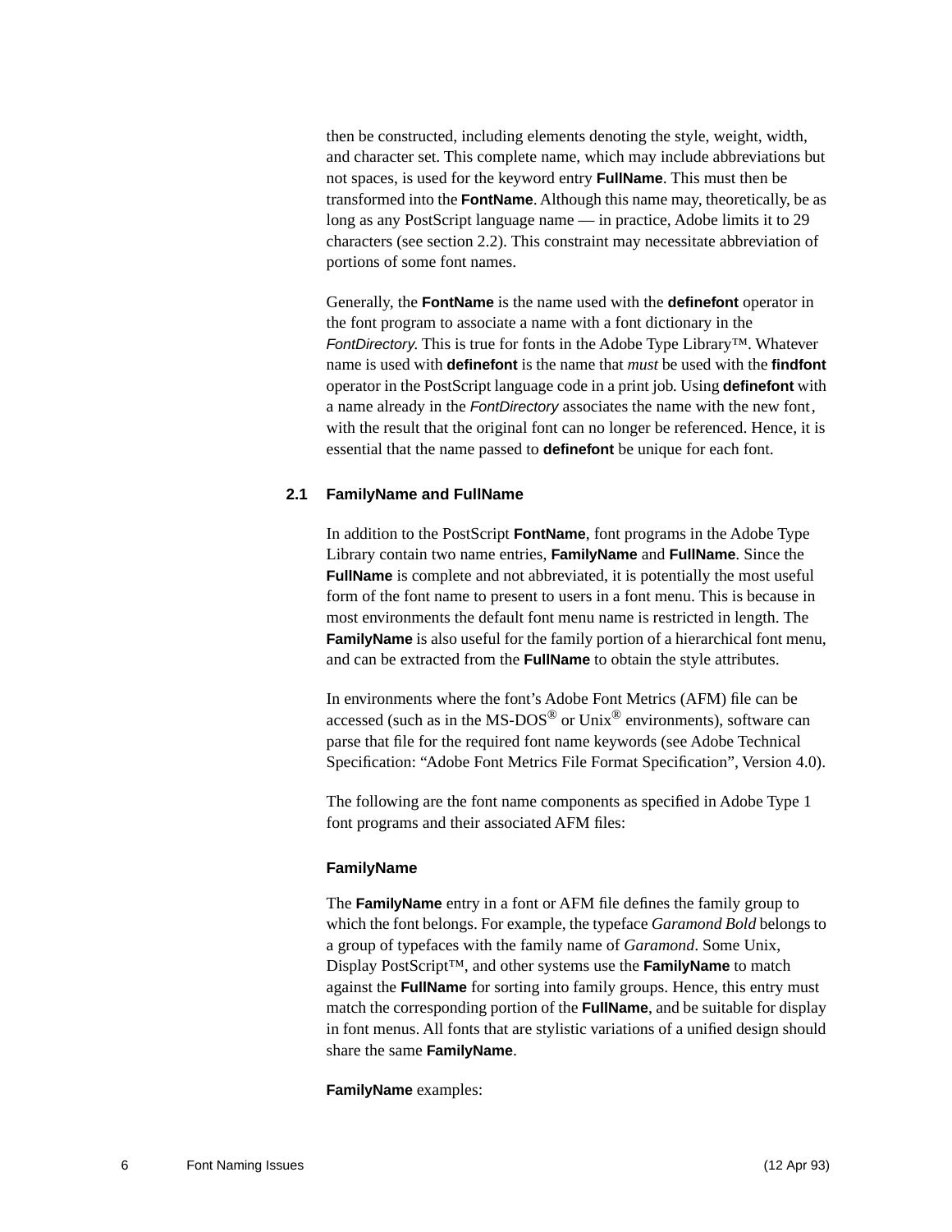then be constructed, including elements denoting the style, weight, width, and character set. This complete name, which may include abbreviations but not spaces, is used for the keyword entry **FullName**. This must then be transformed into the **FontName**. Although this name may, theoretically, be as long as any PostScript language name — in practice, Adobe limits it to 29 characters (see section 2.2). This constraint may necessitate abbreviation of portions of some font names.

Generally, the **FontName** is the name used with the **definefont** operator in the font program to associate a name with a font dictionary in the *FontDirectory*. This is true for fonts in the Adobe Type Library™. Whatever name is used with **definefont** is the name that *must* be used with the **findfont** operator in the PostScript language code in a print job. Using **definefont** with a name already in the *FontDirectory* associates the name with the new font, with the result that the original font can no longer be referenced. Hence, it is essential that the name passed to **definefont** be unique for each font.

## 2.1 FamilyName and FullName

In addition to the PostScript **FontName**, font programs in the Adobe Type Library contain two name entries, **FamilyName** and **FullName**. Since the **FullName** is complete and not abbreviated, it is potentially the most useful form of the font name to present to users in a font menu. This is because in most environments the default font menu name is restricted in length. The **FamilyName** is also useful for the family portion of a hierarchical font menu, and can be extracted from the **FullName** to obtain the style attributes.

In environments where the font's Adobe Font Metrics (AFM) file can be accessed (such as in the MS-DOS® or Unix® environments), software can parse that file for the required font name keywords (see Adobe Technical Specification: "Adobe Font Metrics File Format Specification", Version 4.0).

The following are the font name components as specified in Adobe Type 1 font programs and their associated AFM files:

### FamilyName

The **FamilyName** entry in a font or AFM file defines the family group to which the font belongs. For example, the typeface *Garamond Bold* belongs to a group of typefaces with the family name of *Garamond*. Some Unix, Display PostScript™, and other systems use the **FamilyName** to match against the **FullName** for sorting into family groups. Hence, this entry must match the corresponding portion of the **FullName**, and be suitable for display in font menus. All fonts that are stylistic variations of a unified design should share the same **FamilyName**.

**FamilyName** examples: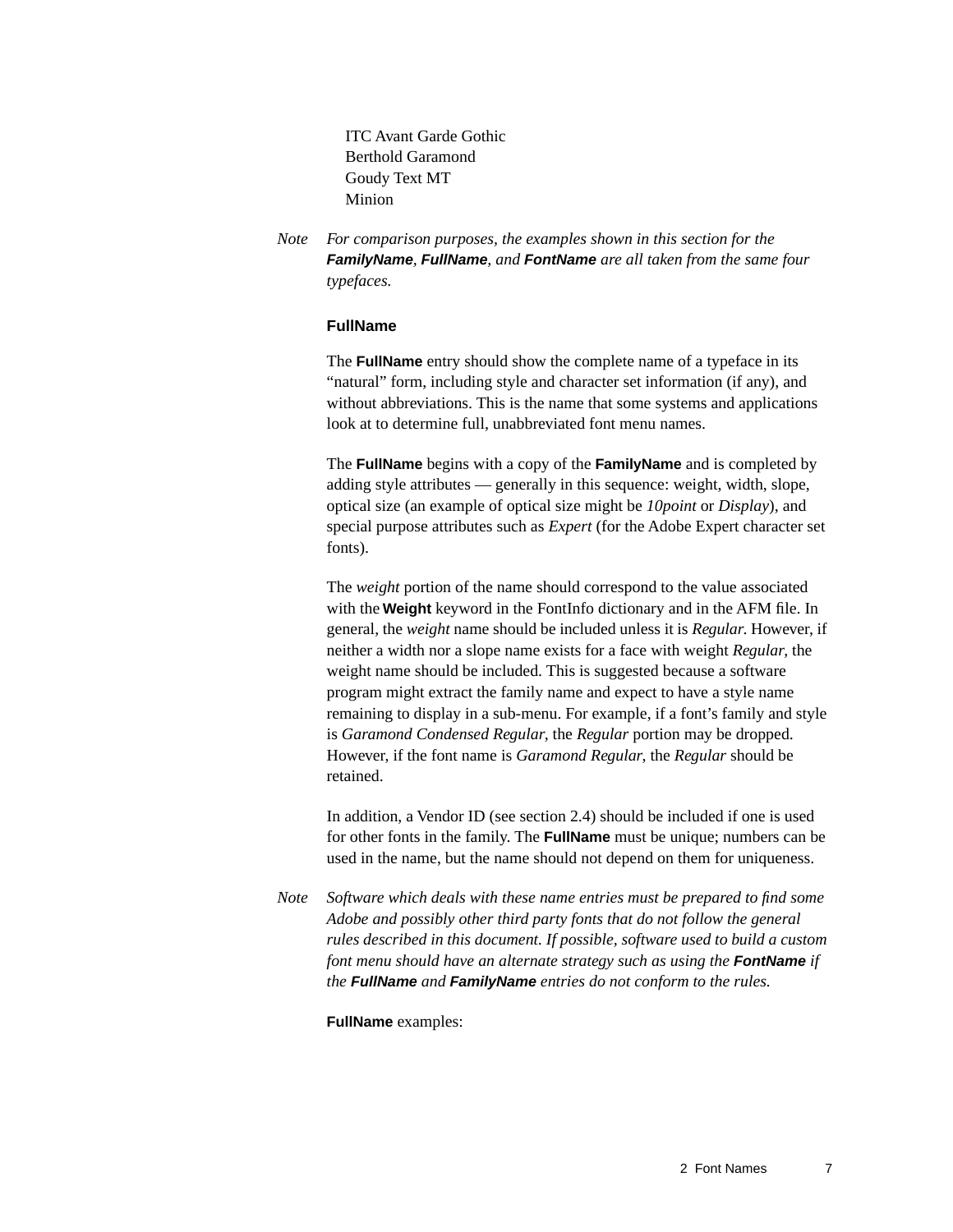ITC Avant Garde Gothic
Berthold Garamond
Goudy Text MT
Minion

*Note* *For comparison purposes, the examples shown in this section for the* ***FamilyName****,* ***FullName****, and* ***FontName*** *are all taken from the same four typefaces.*

### FullName

The **FullName** entry should show the complete name of a typeface in its “natural” form, including style and character set information (if any), and without abbreviations. This is the name that some systems and applications look at to determine full, unabbreviated font menu names.

The **FullName** begins with a copy of the **FamilyName** and is completed by adding style attributes — generally in this sequence: weight, width, slope, optical size (an example of optical size might be *10point* or *Display*), and special purpose attributes such as *Expert* (for the Adobe Expert character set fonts).

The *weight* portion of the name should correspond to the value associated with the **Weight** keyword in the FontInfo dictionary and in the AFM file. In general, the *weight* name should be included unless it is *Regular*. However, if neither a width nor a slope name exists for a face with weight *Regular*, the weight name should be included. This is suggested because a software program might extract the family name and expect to have a style name remaining to display in a sub-menu. For example, if a font’s family and style is *Garamond Condensed Regular*, the *Regular* portion may be dropped. However, if the font name is *Garamond Regular*, the *Regular* should be retained.

In addition, a Vendor ID (see section 2.4) should be included if one is used for other fonts in the family. The **FullName** must be unique; numbers can be used in the name, but the name should not depend on them for uniqueness.

*Note* *Software which deals with these name entries must be prepared to find some Adobe and possibly other third party fonts that do not follow the general rules described in this document. If possible, software used to build a custom font menu should have an alternate strategy such as using the* ***FontName*** *if the* ***FullName*** *and* ***FamilyName*** *entries do not conform to the rules.*

**FullName** examples: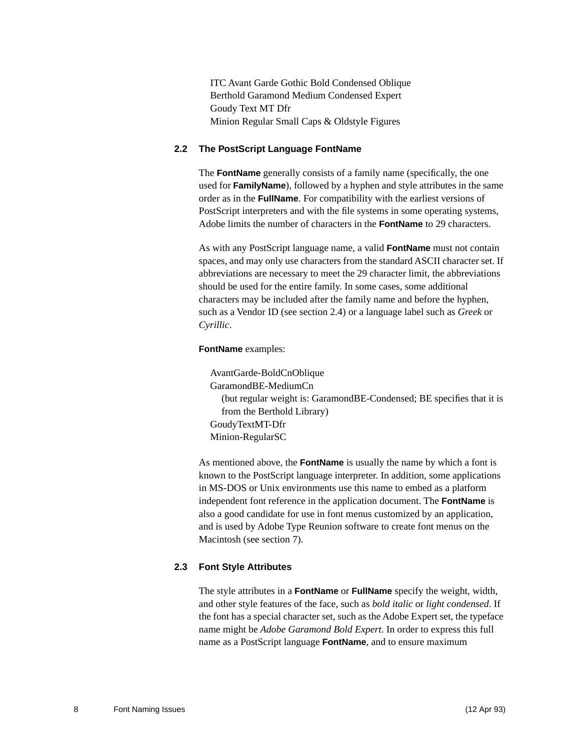ITC Avant Garde Gothic Bold Condensed Oblique
Berthold Garamond Medium Condensed Expert
Goudy Text MT Dfr
Minion Regular Small Caps & Oldstyle Figures

## 2.2 The PostScript Language FontName

The **FontName** generally consists of a family name (specifically, the one used for **FamilyName**), followed by a hyphen and style attributes in the same order as in the **FullName**. For compatibility with the earliest versions of PostScript interpreters and with the file systems in some operating systems, Adobe limits the number of characters in the **FontName** to 29 characters.

As with any PostScript language name, a valid **FontName** must not contain spaces, and may only use characters from the standard ASCII character set. If abbreviations are necessary to meet the 29 character limit, the abbreviations should be used for the entire family. In some cases, some additional characters may be included after the family name and before the hyphen, such as a Vendor ID (see section 2.4) or a language label such as *Greek* or *Cyrillic*.

**FontName** examples:

AvantGarde-BoldCnOblique
GaramondBE-MediumCn
(but regular weight is: GaramondBE-Condensed; BE specifies that it is from the Berthold Library)
GoudyTextMT-Dfr
Minion-RegularSC

As mentioned above, the **FontName** is usually the name by which a font is known to the PostScript language interpreter. In addition, some applications in MS-DOS or Unix environments use this name to embed as a platform independent font reference in the application document. The **FontName** is also a good candidate for use in font menus customized by an application, and is used by Adobe Type Reunion software to create font menus on the Macintosh (see section 7).

## 2.3 Font Style Attributes

The style attributes in a **FontName** or **FullName** specify the weight, width, and other style features of the face, such as *bold italic* or *light condensed*. If the font has a special character set, such as the Adobe Expert set, the typeface name might be *Adobe Garamond Bold Expert*. In order to express this full name as a PostScript language **FontName**, and to ensure maximum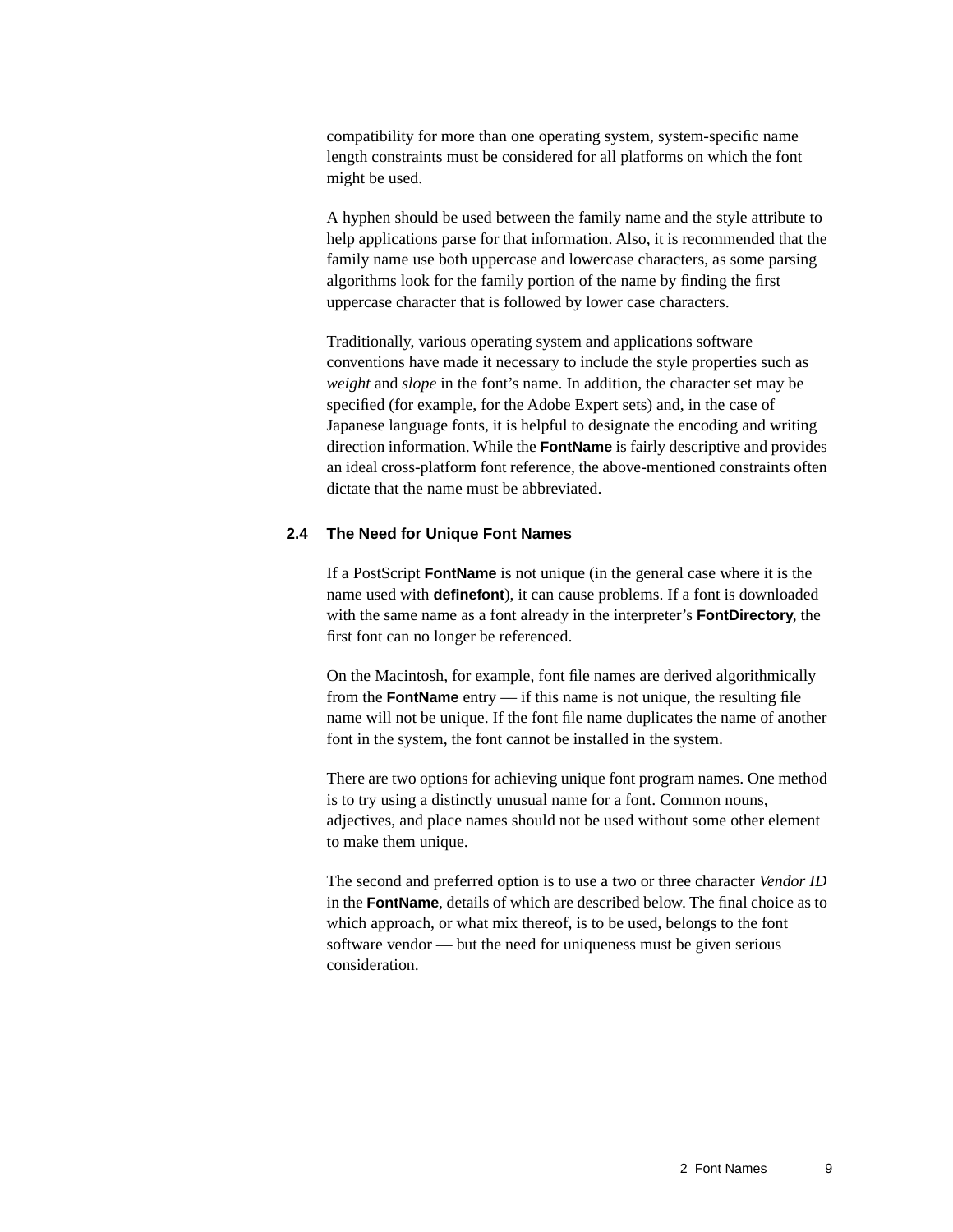compatibility for more than one operating system, system-specific name length constraints must be considered for all platforms on which the font might be used.

A hyphen should be used between the family name and the style attribute to help applications parse for that information. Also, it is recommended that the family name use both uppercase and lowercase characters, as some parsing algorithms look for the family portion of the name by finding the first uppercase character that is followed by lower case characters.

Traditionally, various operating system and applications software conventions have made it necessary to include the style properties such as *weight* and *slope* in the font's name. In addition, the character set may be specified (for example, for the Adobe Expert sets) and, in the case of Japanese language fonts, it is helpful to designate the encoding and writing direction information. While the **FontName** is fairly descriptive and provides an ideal cross-platform font reference, the above-mentioned constraints often dictate that the name must be abbreviated.

## 2.4 The Need for Unique Font Names

If a PostScript **FontName** is not unique (in the general case where it is the name used with **definefont**), it can cause problems. If a font is downloaded with the same name as a font already in the interpreter's **FontDirectory**, the first font can no longer be referenced.

On the Macintosh, for example, font file names are derived algorithmically from the **FontName** entry — if this name is not unique, the resulting file name will not be unique. If the font file name duplicates the name of another font in the system, the font cannot be installed in the system.

There are two options for achieving unique font program names. One method is to try using a distinctly unusual name for a font. Common nouns, adjectives, and place names should not be used without some other element to make them unique.

The second and preferred option is to use a two or three character *Vendor ID* in the **FontName**, details of which are described below. The final choice as to which approach, or what mix thereof, is to be used, belongs to the font software vendor — but the need for uniqueness must be given serious consideration.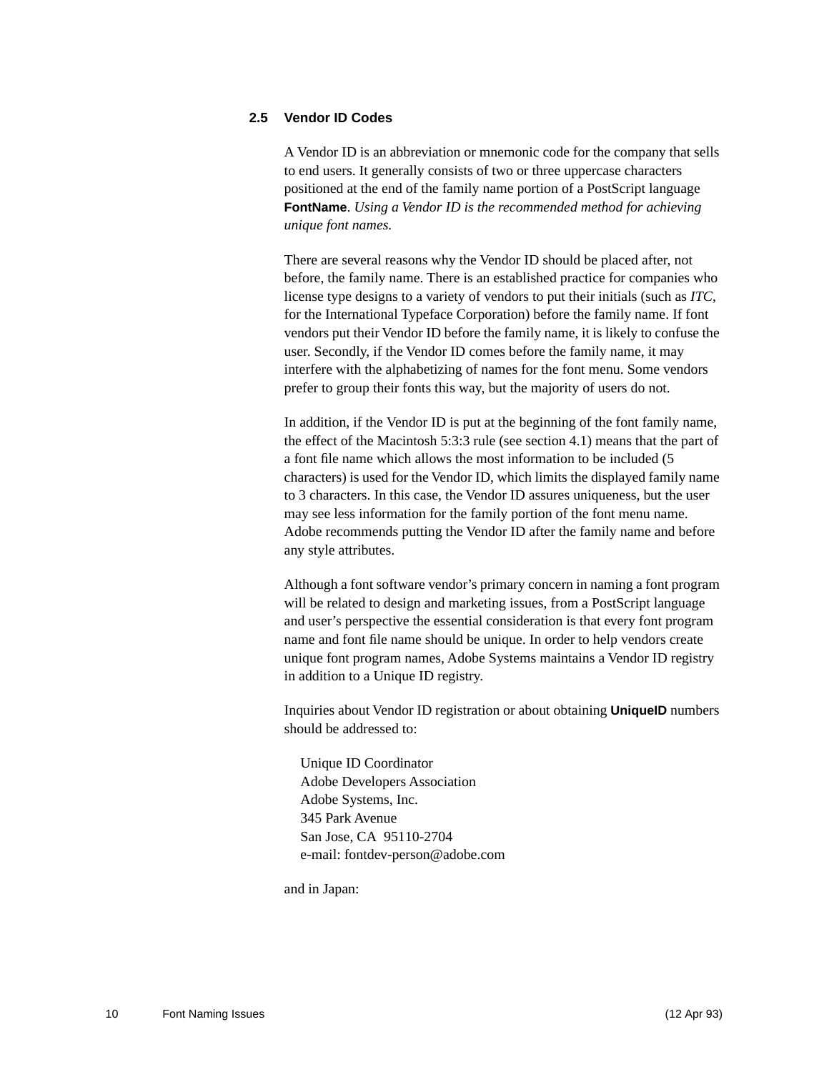## 2.5 Vendor ID Codes

A Vendor ID is an abbreviation or mnemonic code for the company that sells to end users. It generally consists of two or three uppercase characters positioned at the end of the family name portion of a PostScript language **FontName**. *Using a Vendor ID is the recommended method for achieving unique font names.*

There are several reasons why the Vendor ID should be placed after, not before, the family name. There is an established practice for companies who license type designs to a variety of vendors to put their initials (such as *ITC*, for the International Typeface Corporation) before the family name. If font vendors put their Vendor ID before the family name, it is likely to confuse the user. Secondly, if the Vendor ID comes before the family name, it may interfere with the alphabetizing of names for the font menu. Some vendors prefer to group their fonts this way, but the majority of users do not.

In addition, if the Vendor ID is put at the beginning of the font family name, the effect of the Macintosh 5:3:3 rule (see section 4.1) means that the part of a font file name which allows the most information to be included (5 characters) is used for the Vendor ID, which limits the displayed family name to 3 characters. In this case, the Vendor ID assures uniqueness, but the user may see less information for the family portion of the font menu name. Adobe recommends putting the Vendor ID after the family name and before any style attributes.

Although a font software vendor's primary concern in naming a font program will be related to design and marketing issues, from a PostScript language and user's perspective the essential consideration is that every font program name and font file name should be unique. In order to help vendors create unique font program names, Adobe Systems maintains a Vendor ID registry in addition to a Unique ID registry.

Inquiries about Vendor ID registration or about obtaining **UniqueID** numbers should be addressed to:

Unique ID Coordinator
Adobe Developers Association
Adobe Systems, Inc.
345 Park Avenue
San Jose, CA 95110-2704
e-mail: fontdev-person@adobe.com

and in Japan: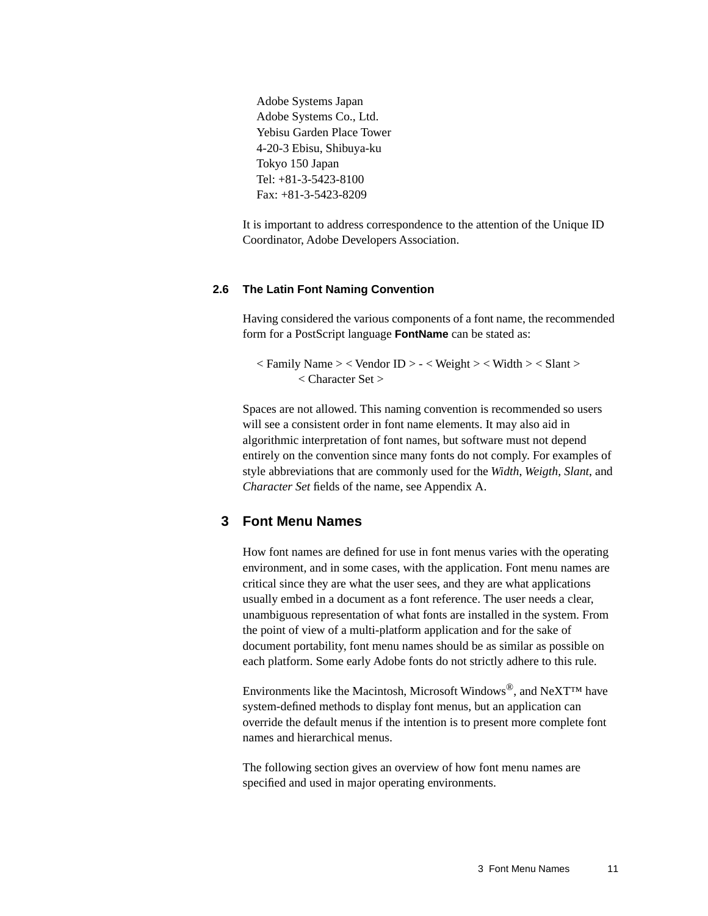Adobe Systems Japan
Adobe Systems Co., Ltd.
Yebisu Garden Place Tower
4-20-3 Ebisu, Shibuya-ku
Tokyo 150 Japan
Tel: +81-3-5423-8100
Fax: +81-3-5423-8209

It is important to address correspondence to the attention of the Unique ID Coordinator, Adobe Developers Association.

### 2.6 The Latin Font Naming Convention

Having considered the various components of a font name, the recommended form for a PostScript language **FontName** can be stated as:

< Family Name > < Vendor ID > - < Weight > < Width > < Slant >
< Character Set >

Spaces are not allowed. This naming convention is recommended so users will see a consistent order in font name elements. It may also aid in algorithmic interpretation of font names, but software must not depend entirely on the convention since many fonts do not comply. For examples of style abbreviations that are commonly used for the *Width*, *Weigth*, *Slant*, and *Character Set* fields of the name, see Appendix A.

## 3 Font Menu Names

How font names are defined for use in font menus varies with the operating environment, and in some cases, with the application. Font menu names are critical since they are what the user sees, and they are what applications usually embed in a document as a font reference. The user needs a clear, unambiguous representation of what fonts are installed in the system. From the point of view of a multi-platform application and for the sake of document portability, font menu names should be as similar as possible on each platform. Some early Adobe fonts do not strictly adhere to this rule.

Environments like the Macintosh, Microsoft Windows®, and NeXT™ have system-defined methods to display font menus, but an application can override the default menus if the intention is to present more complete font names and hierarchical menus.

The following section gives an overview of how font menu names are specified and used in major operating environments.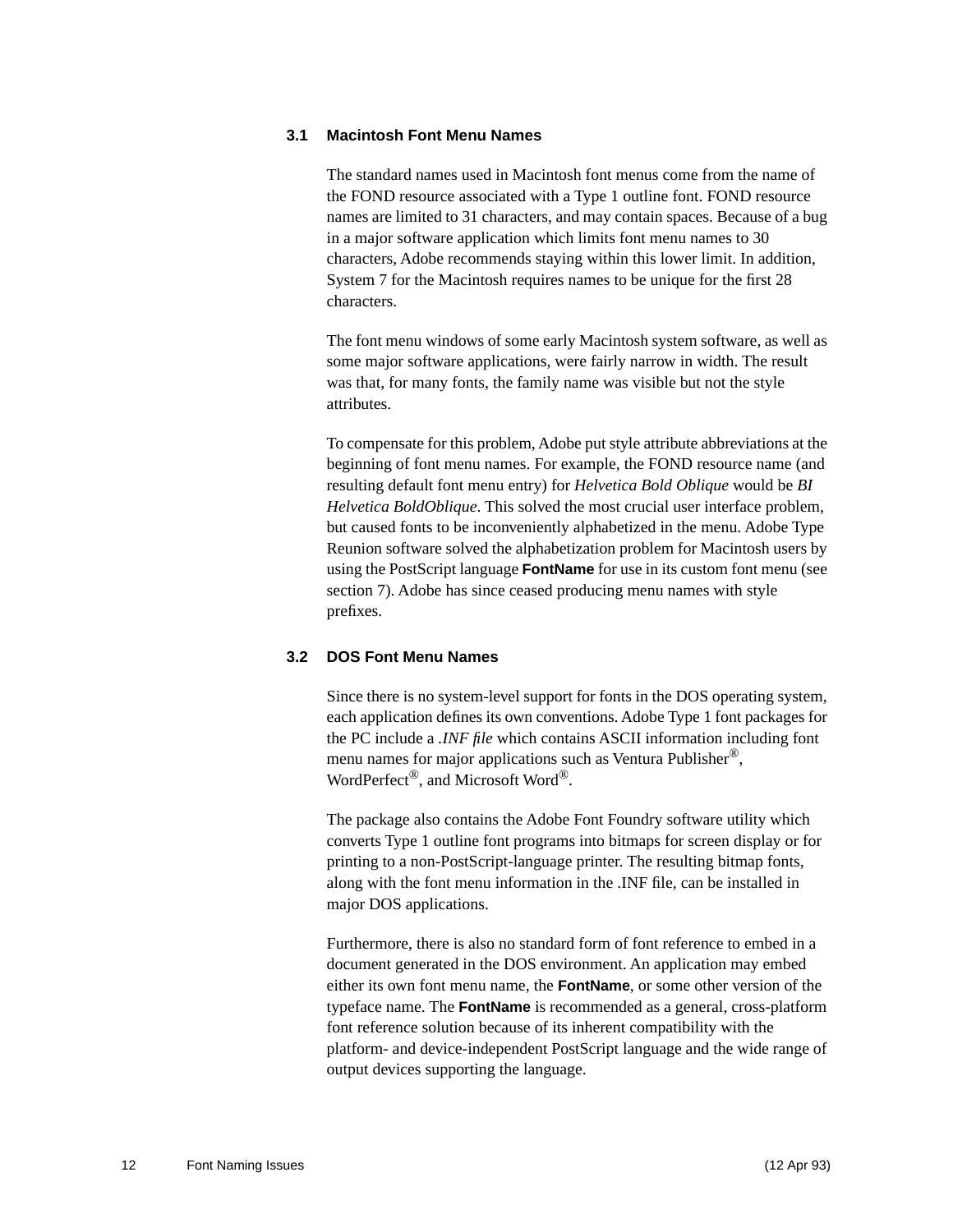### 3.1 Macintosh Font Menu Names

The standard names used in Macintosh font menus come from the name of the FOND resource associated with a Type 1 outline font. FOND resource names are limited to 31 characters, and may contain spaces. Because of a bug in a major software application which limits font menu names to 30 characters, Adobe recommends staying within this lower limit. In addition, System 7 for the Macintosh requires names to be unique for the first 28 characters.

The font menu windows of some early Macintosh system software, as well as some major software applications, were fairly narrow in width. The result was that, for many fonts, the family name was visible but not the style attributes.

To compensate for this problem, Adobe put style attribute abbreviations at the beginning of font menu names. For example, the FOND resource name (and resulting default font menu entry) for *Helvetica Bold Oblique* would be *BI Helvetica BoldOblique*. This solved the most crucial user interface problem, but caused fonts to be inconveniently alphabetized in the menu. Adobe Type Reunion software solved the alphabetization problem for Macintosh users by using the PostScript language **FontName** for use in its custom font menu (see section 7). Adobe has since ceased producing menu names with style prefixes.

### 3.2 DOS Font Menu Names

Since there is no system-level support for fonts in the DOS operating system, each application defines its own conventions. Adobe Type 1 font packages for the PC include a *.INF file* which contains ASCII information including font menu names for major applications such as Ventura Publisher®, WordPerfect®, and Microsoft Word®.

The package also contains the Adobe Font Foundry software utility which converts Type 1 outline font programs into bitmaps for screen display or for printing to a non-PostScript-language printer. The resulting bitmap fonts, along with the font menu information in the .INF file, can be installed in major DOS applications.

Furthermore, there is also no standard form of font reference to embed in a document generated in the DOS environment. An application may embed either its own font menu name, the **FontName**, or some other version of the typeface name. The **FontName** is recommended as a general, cross-platform font reference solution because of its inherent compatibility with the platform- and device-independent PostScript language and the wide range of output devices supporting the language.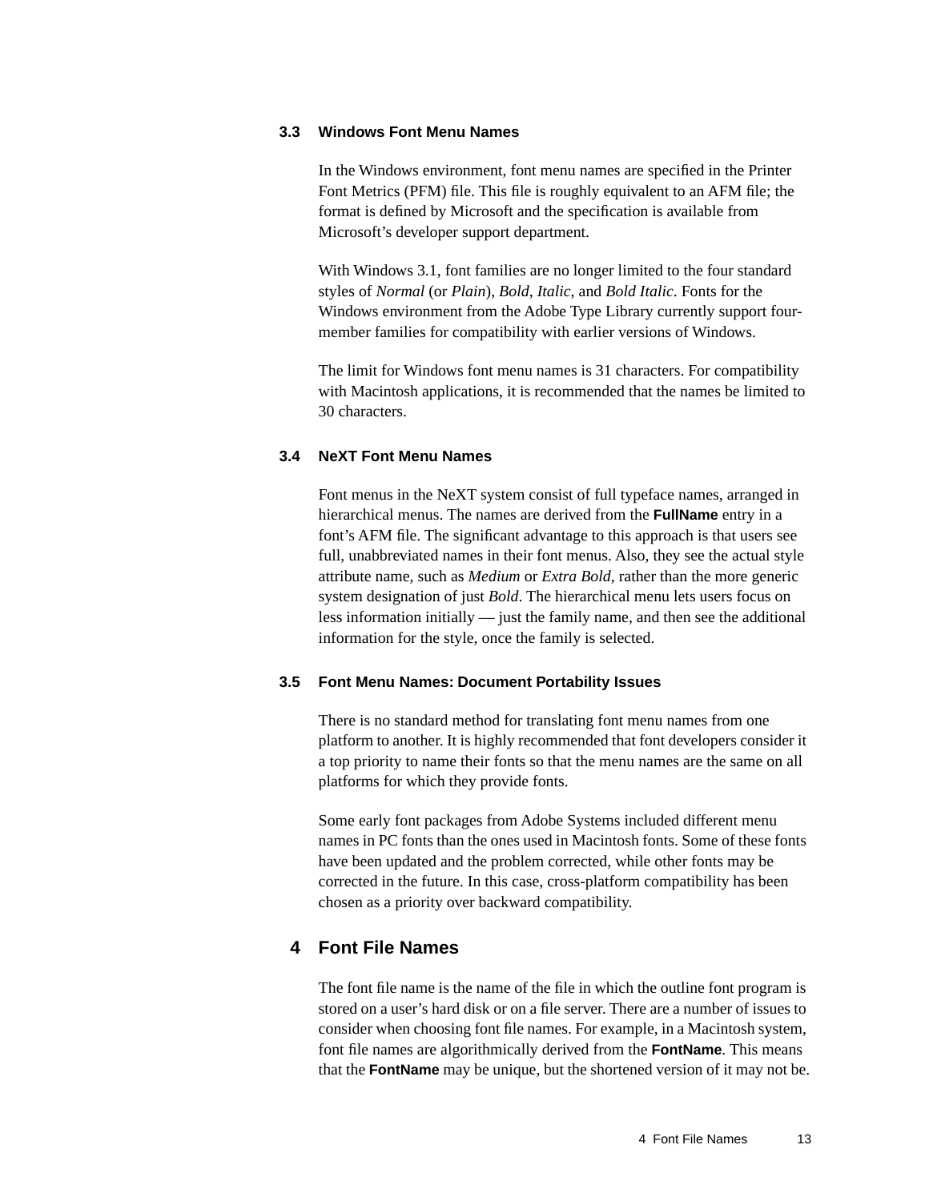### 3.3 Windows Font Menu Names

In the Windows environment, font menu names are specified in the Printer Font Metrics (PFM) file. This file is roughly equivalent to an AFM file; the format is defined by Microsoft and the specification is available from Microsoft's developer support department.

With Windows 3.1, font families are no longer limited to the four standard styles of *Normal* (or *Plain*), *Bold*, *Italic*, and *Bold Italic*. Fonts for the Windows environment from the Adobe Type Library currently support four-member families for compatibility with earlier versions of Windows.

The limit for Windows font menu names is 31 characters. For compatibility with Macintosh applications, it is recommended that the names be limited to 30 characters.

### 3.4 NeXT Font Menu Names

Font menus in the NeXT system consist of full typeface names, arranged in hierarchical menus. The names are derived from the **FullName** entry in a font's AFM file. The significant advantage to this approach is that users see full, unabbreviated names in their font menus. Also, they see the actual style attribute name, such as *Medium* or *Extra Bold*, rather than the more generic system designation of just *Bold*. The hierarchical menu lets users focus on less information initially — just the family name, and then see the additional information for the style, once the family is selected.

### 3.5 Font Menu Names: Document Portability Issues

There is no standard method for translating font menu names from one platform to another. It is highly recommended that font developers consider it a top priority to name their fonts so that the menu names are the same on all platforms for which they provide fonts.

Some early font packages from Adobe Systems included different menu names in PC fonts than the ones used in Macintosh fonts. Some of these fonts have been updated and the problem corrected, while other fonts may be corrected in the future. In this case, cross-platform compatibility has been chosen as a priority over backward compatibility.

## 4 Font File Names

The font file name is the name of the file in which the outline font program is stored on a user's hard disk or on a file server. There are a number of issues to consider when choosing font file names. For example, in a Macintosh system, font file names are algorithmically derived from the **FontName**. This means that the **FontName** may be unique, but the shortened version of it may not be.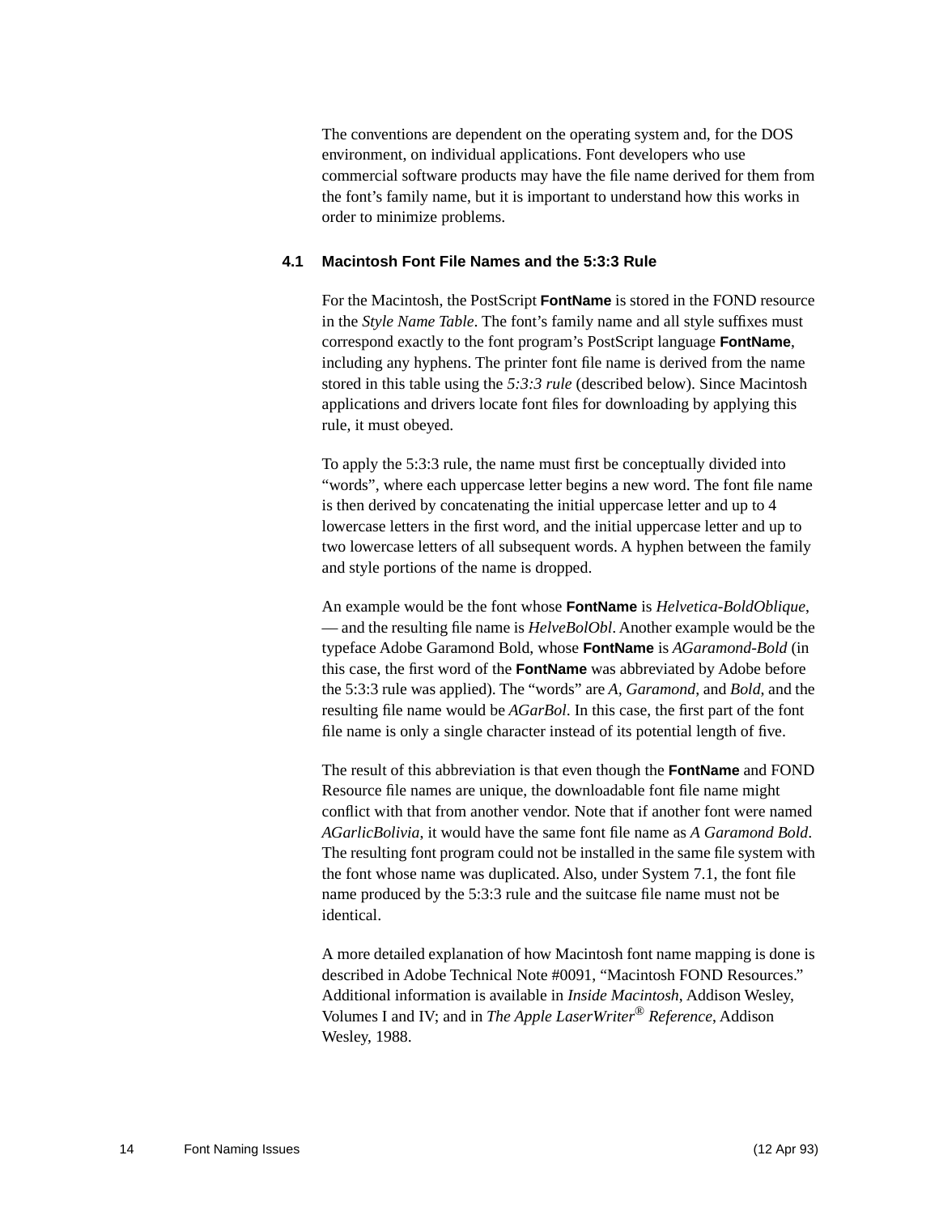The conventions are dependent on the operating system and, for the DOS environment, on individual applications. Font developers who use commercial software products may have the file name derived for them from the font's family name, but it is important to understand how this works in order to minimize problems.

## 4.1 Macintosh Font File Names and the 5:3:3 Rule

For the Macintosh, the PostScript **FontName** is stored in the FOND resource in the *Style Name Table*. The font's family name and all style suffixes must correspond exactly to the font program's PostScript language **FontName**, including any hyphens. The printer font file name is derived from the name stored in this table using the *5:3:3 rule* (described below). Since Macintosh applications and drivers locate font files for downloading by applying this rule, it must obeyed.

To apply the 5:3:3 rule, the name must first be conceptually divided into "words", where each uppercase letter begins a new word. The font file name is then derived by concatenating the initial uppercase letter and up to 4 lowercase letters in the first word, and the initial uppercase letter and up to two lowercase letters of all subsequent words. A hyphen between the family and style portions of the name is dropped.

An example would be the font whose **FontName** is *Helvetica-BoldOblique*, — and the resulting file name is *HelveBolObl*. Another example would be the typeface Adobe Garamond Bold, whose **FontName** is *AGaramond-Bold* (in this case, the first word of the **FontName** was abbreviated by Adobe before the 5:3:3 rule was applied). The "words" are *A*, *Garamond*, and *Bold*, and the resulting file name would be *AGarBol*. In this case, the first part of the font file name is only a single character instead of its potential length of five.

The result of this abbreviation is that even though the **FontName** and FOND Resource file names are unique, the downloadable font file name might conflict with that from another vendor. Note that if another font were named *AGarlicBolivia*, it would have the same font file name as *A Garamond Bold*. The resulting font program could not be installed in the same file system with the font whose name was duplicated. Also, under System 7.1, the font file name produced by the 5:3:3 rule and the suitcase file name must not be identical.

A more detailed explanation of how Macintosh font name mapping is done is described in Adobe Technical Note #0091, "Macintosh FOND Resources." Additional information is available in *Inside Macintosh*, Addison Wesley, Volumes I and IV; and in *The Apple LaserWriter® Reference*, Addison Wesley, 1988.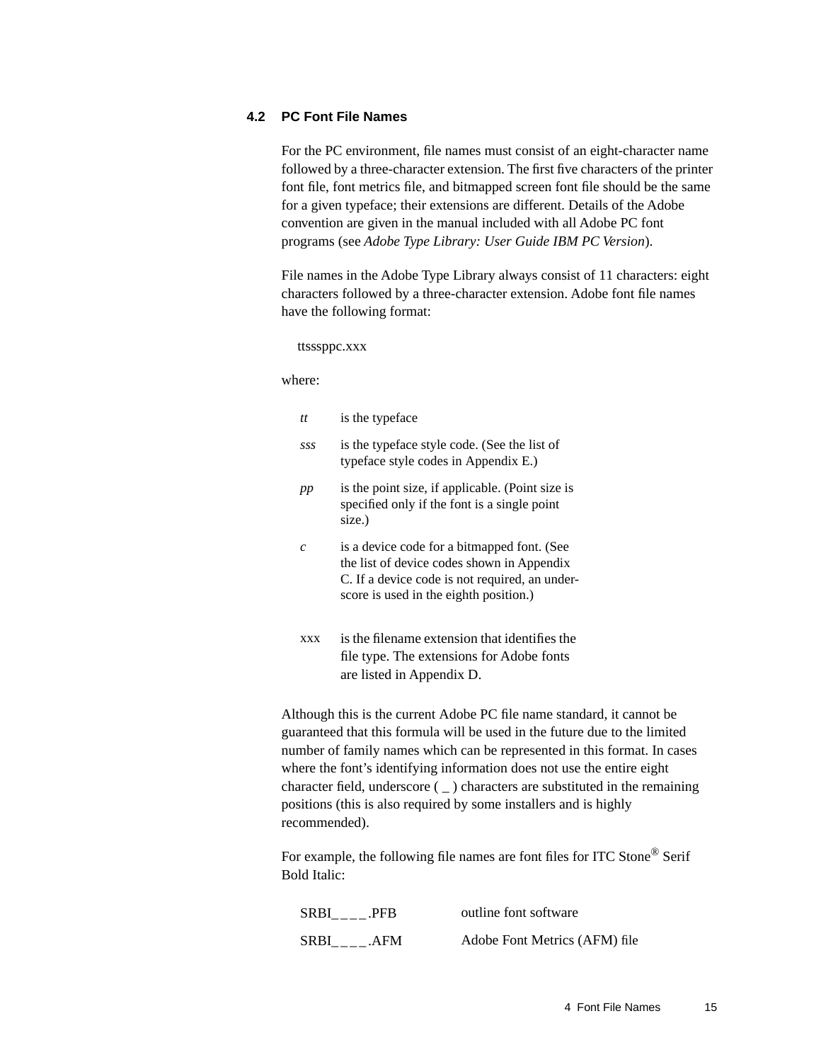## 4.2 PC Font File Names

For the PC environment, file names must consist of an eight-character name followed by a three-character extension. The first five characters of the printer font file, font metrics file, and bitmapped screen font file should be the same for a given typeface; their extensions are different. Details of the Adobe convention are given in the manual included with all Adobe PC font programs (see *Adobe Type Library: User Guide IBM PC Version*).

File names in the Adobe Type Library always consist of 11 characters: eight characters followed by a three-character extension. Adobe font file names have the following format:

ttsssppc.xxx

where:

| | |
|---|---|
| *tt* | is the typeface |
| *sss* | is the typeface style code. (See the list of typeface style codes in Appendix E.) |
| *pp* | is the point size, if applicable. (Point size is specified only if the font is a single point size.) |
| *c* | is a device code for a bitmapped font. (See the list of device codes shown in Appendix C. If a device code is not required, an underscore is used in the eighth position.) |
| xxx | is the filename extension that identifies the file type. The extensions for Adobe fonts are listed in Appendix D. |

Although this is the current Adobe PC file name standard, it cannot be guaranteed that this formula will be used in the future due to the limited number of family names which can be represented in this format. In cases where the font’s identifying information does not use the entire eight character field, underscore ( _ ) characters are substituted in the remaining positions (this is also required by some installers and is highly recommended).

For example, the following file names are font files for ITC Stone® Serif Bold Italic:

| | |
|---|---|
| SRBI____.PFB | outline font software |
| SRBI____.AFM | Adobe Font Metrics (AFM) file |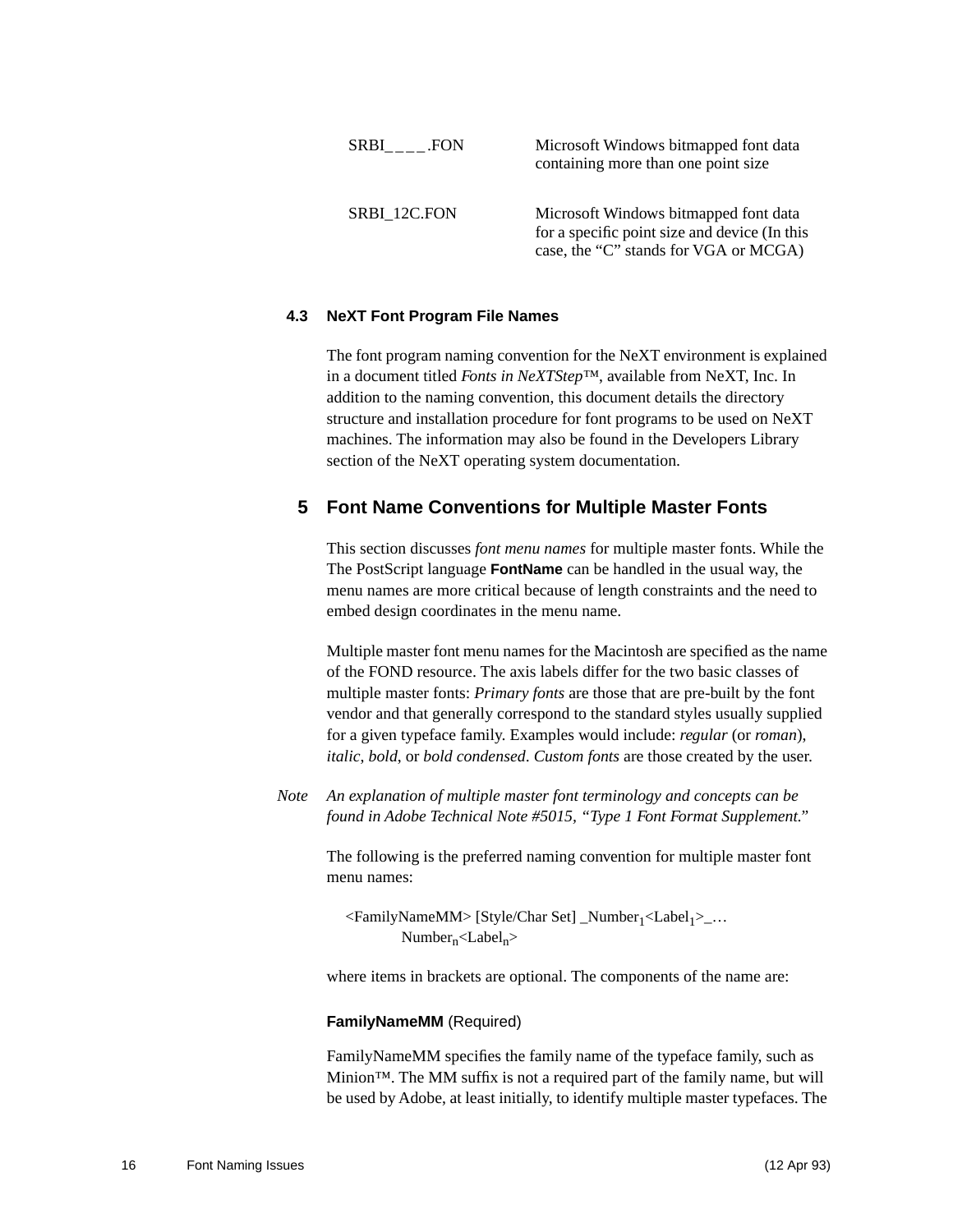| | |
|---|---|
| SRBI_ _ _ _.FON | Microsoft Windows bitmapped font data containing more than one point size |
| SRBI_12C.FON | Microsoft Windows bitmapped font data for a specific point size and device (In this case, the “C” stands for VGA or MCGA) |

### 4.3 NeXT Font Program File Names

The font program naming convention for the NeXT environment is explained in a document titled *Fonts in NeXTStep™*, available from NeXT, Inc. In addition to the naming convention, this document details the directory structure and installation procedure for font programs to be used on NeXT machines. The information may also be found in the Developers Library section of the NeXT operating system documentation.

## 5 Font Name Conventions for Multiple Master Fonts

This section discusses *font menu names* for multiple master fonts. While the The PostScript language **FontName** can be handled in the usual way, the menu names are more critical because of length constraints and the need to embed design coordinates in the menu name.

Multiple master font menu names for the Macintosh are specified as the name of the FOND resource. The axis labels differ for the two basic classes of multiple master fonts: *Primary fonts* are those that are pre-built by the font vendor and that generally correspond to the standard styles usually supplied for a given typeface family. Examples would include: *regular* (or *roman*), *italic*, *bold*, or *bold condensed*. *Custom fonts* are those created by the user.

*Note* *An explanation of multiple master font terminology and concepts can be found in Adobe Technical Note #5015, “Type 1 Font Format Supplement.”*

The following is the preferred naming convention for multiple master font menu names:

<FamilyNameMM> [Style/Char Set] _Number$_1$<Label$_1$>_…
Number$_n$<Label$_n$>

where items in brackets are optional. The components of the name are:

**FamilyNameMM** (Required)

FamilyNameMM specifies the family name of the typeface family, such as Minion™. The MM suffix is not a required part of the family name, but will be used by Adobe, at least initially, to identify multiple master typefaces. The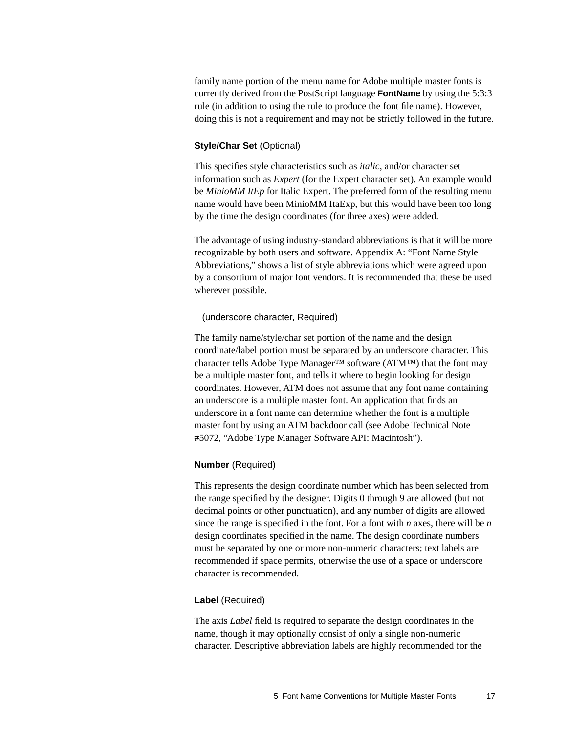family name portion of the menu name for Adobe multiple master fonts is currently derived from the PostScript language **FontName** by using the 5:3:3 rule (in addition to using the rule to produce the font file name). However, doing this is not a requirement and may not be strictly followed in the future.

**Style/Char Set** (Optional)

This specifies style characteristics such as *italic*, and/or character set information such as *Expert* (for the Expert character set). An example would be *MinioMM ItEp* for Italic Expert. The preferred form of the resulting menu name would have been MinioMM ItaExp, but this would have been too long by the time the design coordinates (for three axes) were added.

The advantage of using industry-standard abbreviations is that it will be more recognizable by both users and software. Appendix A: “Font Name Style Abbreviations,” shows a list of style abbreviations which were agreed upon by a consortium of major font vendors. It is recommended that these be used wherever possible.

_ (underscore character, Required)

The family name/style/char set portion of the name and the design coordinate/label portion must be separated by an underscore character. This character tells Adobe Type Manager™ software (ATM™) that the font may be a multiple master font, and tells it where to begin looking for design coordinates. However, ATM does not assume that any font name containing an underscore is a multiple master font. An application that finds an underscore in a font name can determine whether the font is a multiple master font by using an ATM backdoor call (see Adobe Technical Note #5072, “Adobe Type Manager Software API: Macintosh”).

**Number** (Required)

This represents the design coordinate number which has been selected from the range specified by the designer. Digits 0 through 9 are allowed (but not decimal points or other punctuation), and any number of digits are allowed since the range is specified in the font. For a font with *n* axes, there will be *n* design coordinates specified in the name. The design coordinate numbers must be separated by one or more non-numeric characters; text labels are recommended if space permits, otherwise the use of a space or underscore character is recommended.

**Label** (Required)

The axis *Label* field is required to separate the design coordinates in the name, though it may optionally consist of only a single non-numeric character. Descriptive abbreviation labels are highly recommended for the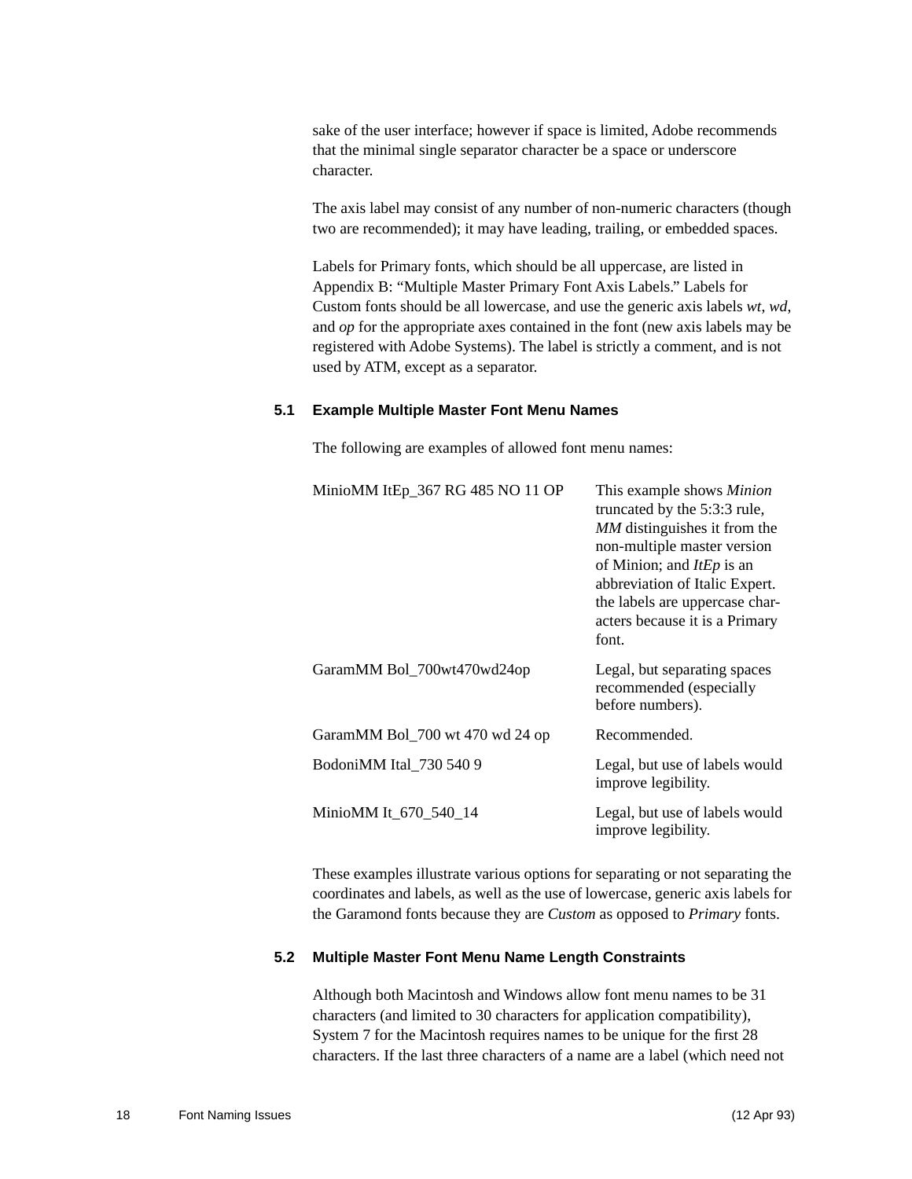sake of the user interface; however if space is limited, Adobe recommends that the minimal single separator character be a space or underscore character.

The axis label may consist of any number of non-numeric characters (though two are recommended); it may have leading, trailing, or embedded spaces.

Labels for Primary fonts, which should be all uppercase, are listed in Appendix B: “Multiple Master Primary Font Axis Labels.” Labels for Custom fonts should be all lowercase, and use the generic axis labels *wt*, *wd*, and *op* for the appropriate axes contained in the font (new axis labels may be registered with Adobe Systems). The label is strictly a comment, and is not used by ATM, except as a separator.

## 5.1 Example Multiple Master Font Menu Names

The following are examples of allowed font menu names:

| | |
|---|---|
| MinioMM ItEp_367 RG 485 NO 11 OP | This example shows *Minion* truncated by the 5:3:3 rule, *MM* distinguishes it from the non-multiple master version of Minion; and *ItEp* is an abbreviation of Italic Expert. the labels are uppercase characters because it is a Primary font. |
| GaramMM Bol_700wt470wd24op | Legal, but separating spaces recommended (especially before numbers). |
| GaramMM Bol_700 wt 470 wd 24 op | Recommended. |
| BodoniMM Ital_730 540 9 | Legal, but use of labels would improve legibility. |
| MinioMM It_670_540_14 | Legal, but use of labels would improve legibility. |

These examples illustrate various options for separating or not separating the coordinates and labels, as well as the use of lowercase, generic axis labels for the Garamond fonts because they are *Custom* as opposed to *Primary* fonts.

## 5.2 Multiple Master Font Menu Name Length Constraints

Although both Macintosh and Windows allow font menu names to be 31 characters (and limited to 30 characters for application compatibility), System 7 for the Macintosh requires names to be unique for the first 28 characters. If the last three characters of a name are a label (which need not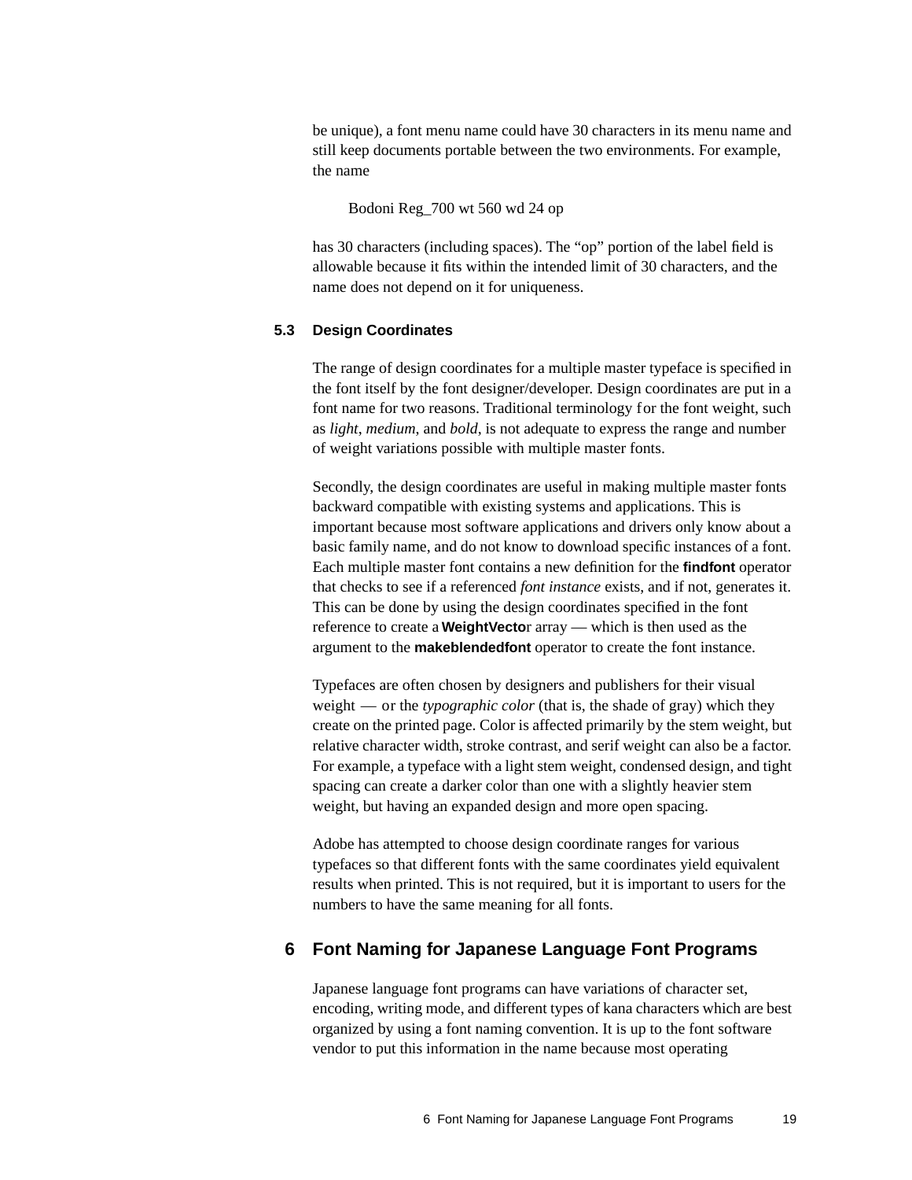be unique), a font menu name could have 30 characters in its menu name and still keep documents portable between the two environments. For example, the name

    Bodoni Reg_700 wt 560 wd 24 op

has 30 characters (including spaces). The "op" portion of the label field is allowable because it fits within the intended limit of 30 characters, and the name does not depend on it for uniqueness.

### 5.3 Design Coordinates

The range of design coordinates for a multiple master typeface is specified in the font itself by the font designer/developer. Design coordinates are put in a font name for two reasons. Traditional terminology for the font weight, such as *light*, *medium*, and *bold*, is not adequate to express the range and number of weight variations possible with multiple master fonts.

Secondly, the design coordinates are useful in making multiple master fonts backward compatible with existing systems and applications. This is important because most software applications and drivers only know about a basic family name, and do not know to download specific instances of a font. Each multiple master font contains a new definition for the **findfont** operator that checks to see if a referenced *font instance* exists, and if not, generates it. This can be done by using the design coordinates specified in the font reference to create a **WeightVecto**r array — which is then used as the argument to the **makeblendedfont** operator to create the font instance.

Typefaces are often chosen by designers and publishers for their visual weight — or the *typographic color* (that is, the shade of gray) which they create on the printed page. Color is affected primarily by the stem weight, but relative character width, stroke contrast, and serif weight can also be a factor. For example, a typeface with a light stem weight, condensed design, and tight spacing can create a darker color than one with a slightly heavier stem weight, but having an expanded design and more open spacing.

Adobe has attempted to choose design coordinate ranges for various typefaces so that different fonts with the same coordinates yield equivalent results when printed. This is not required, but it is important to users for the numbers to have the same meaning for all fonts.

## 6 Font Naming for Japanese Language Font Programs

Japanese language font programs can have variations of character set, encoding, writing mode, and different types of kana characters which are best organized by using a font naming convention. It is up to the font software vendor to put this information in the name because most operating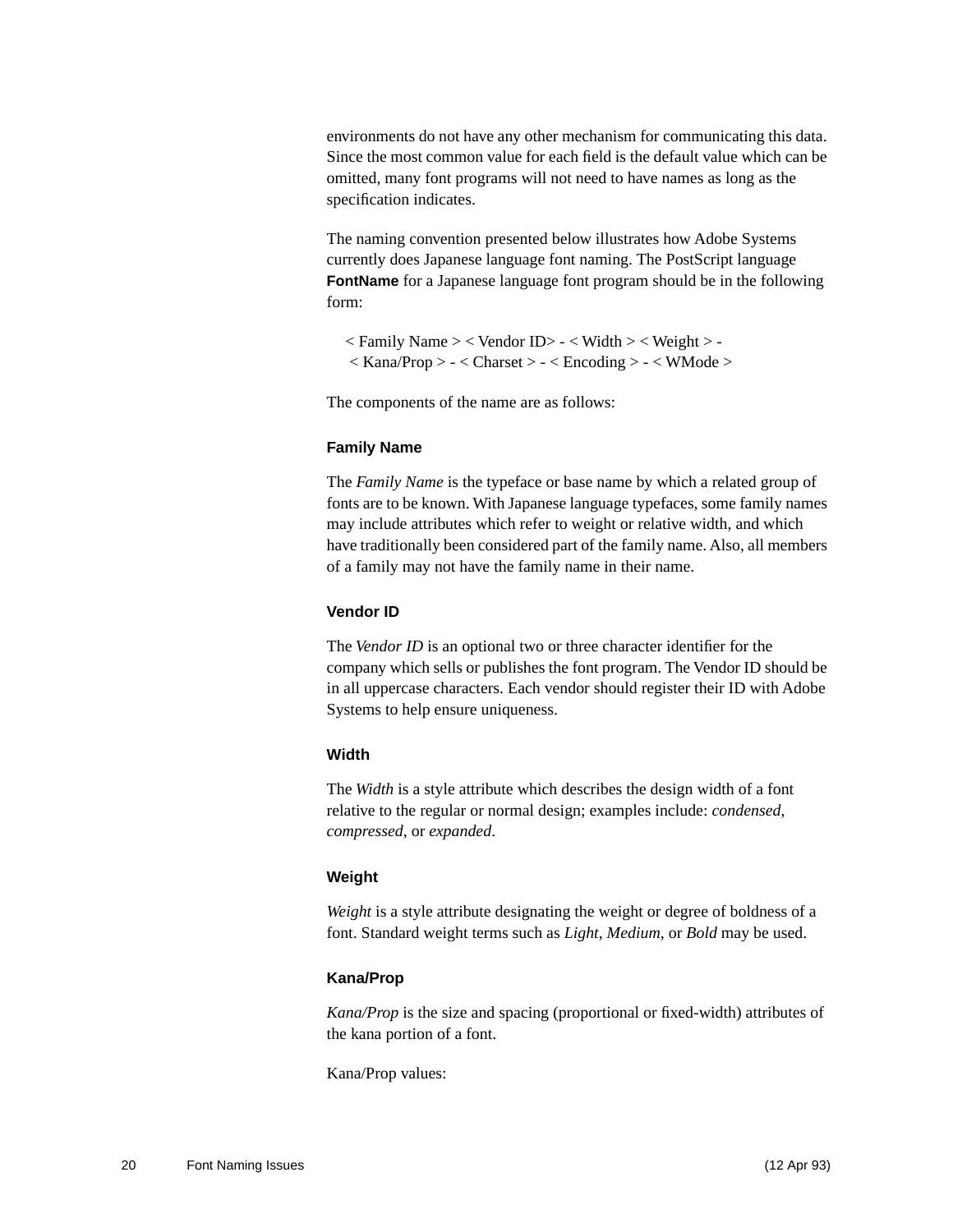environments do not have any other mechanism for communicating this data. Since the most common value for each field is the default value which can be omitted, many font programs will not need to have names as long as the specification indicates.

The naming convention presented below illustrates how Adobe Systems currently does Japanese language font naming. The PostScript language **FontName** for a Japanese language font program should be in the following form:

> < Family Name > < Vendor ID> - < Width > < Weight > -
> < Kana/Prop > - < Charset > - < Encoding > - < WMode >

The components of the name are as follows:

### Family Name

The *Family Name* is the typeface or base name by which a related group of fonts are to be known. With Japanese language typefaces, some family names may include attributes which refer to weight or relative width, and which have traditionally been considered part of the family name. Also, all members of a family may not have the family name in their name.

### Vendor ID

The *Vendor ID* is an optional two or three character identifier for the company which sells or publishes the font program. The Vendor ID should be in all uppercase characters. Each vendor should register their ID with Adobe Systems to help ensure uniqueness.

### Width

The *Width* is a style attribute which describes the design width of a font relative to the regular or normal design; examples include: *condensed*, *compressed*, or *expanded*.

### Weight

*Weight* is a style attribute designating the weight or degree of boldness of a font. Standard weight terms such as *Light*, *Medium*, or *Bold* may be used.

### Kana/Prop

*Kana/Prop* is the size and spacing (proportional or fixed-width) attributes of the kana portion of a font.

Kana/Prop values: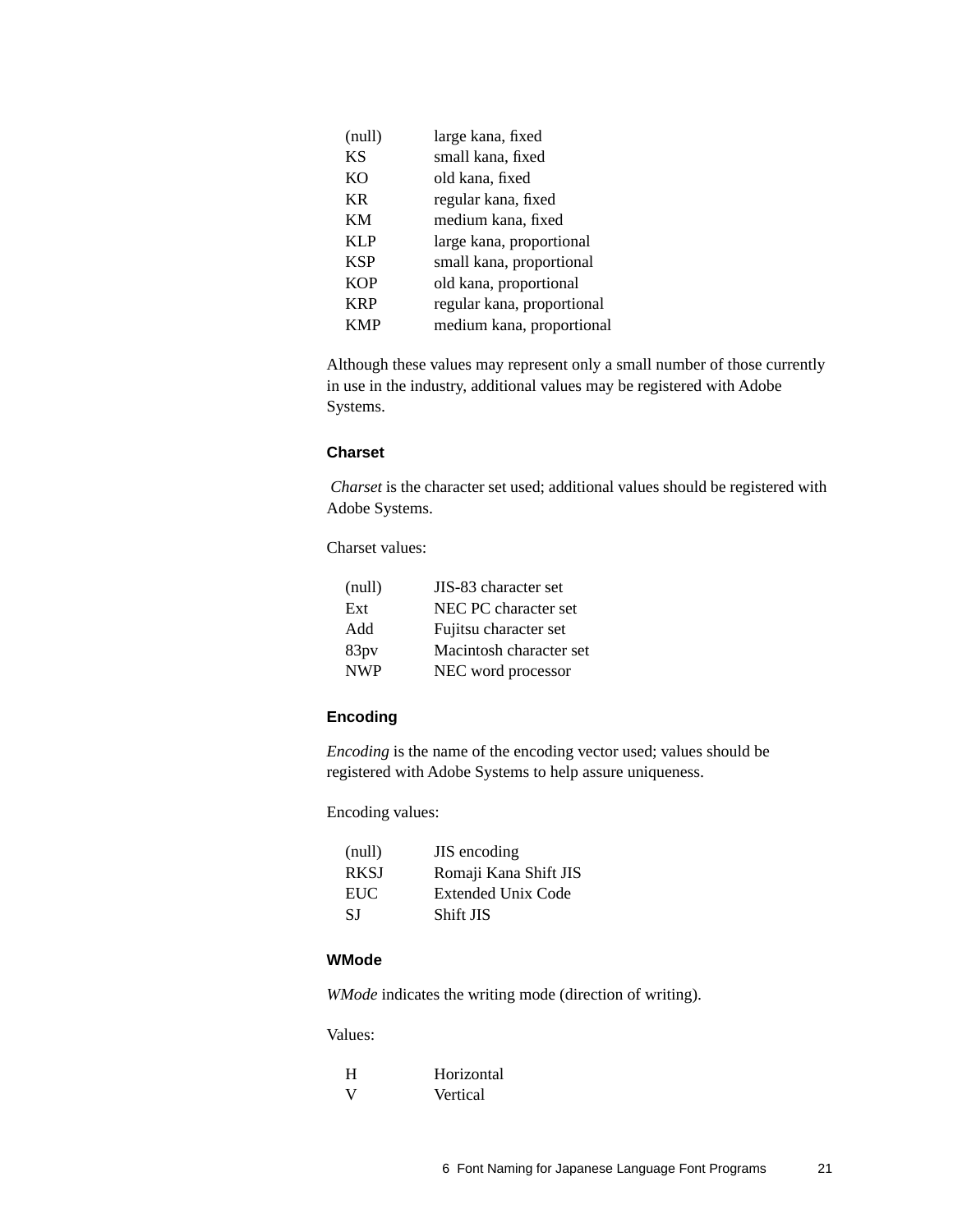| | |
|---|---|
| (null) | large kana, fixed |
| KS | small kana, fixed |
| KO | old kana, fixed |
| KR | regular kana, fixed |
| KM | medium kana, fixed |
| KLP | large kana, proportional |
| KSP | small kana, proportional |
| KOP | old kana, proportional |
| KRP | regular kana, proportional |
| KMP | medium kana, proportional |

Although these values may represent only a small number of those currently in use in the industry, additional values may be registered with Adobe Systems.

### Charset

*Charset* is the character set used; additional values should be registered with Adobe Systems.

Charset values:

| | |
|---|---|
| (null) | JIS-83 character set |
| Ext | NEC PC character set |
| Add | Fujitsu character set |
| 83pv | Macintosh character set |
| NWP | NEC word processor |

### Encoding

*Encoding* is the name of the encoding vector used; values should be registered with Adobe Systems to help assure uniqueness.

Encoding values:

| | |
|---|---|
| (null) | JIS encoding |
| RKSJ | Romaji Kana Shift JIS |
| EUC | Extended Unix Code |
| SJ | Shift JIS |

### WMode

*WMode* indicates the writing mode (direction of writing).

Values:

| | |
|---|---|
| H | Horizontal |
| V | Vertical |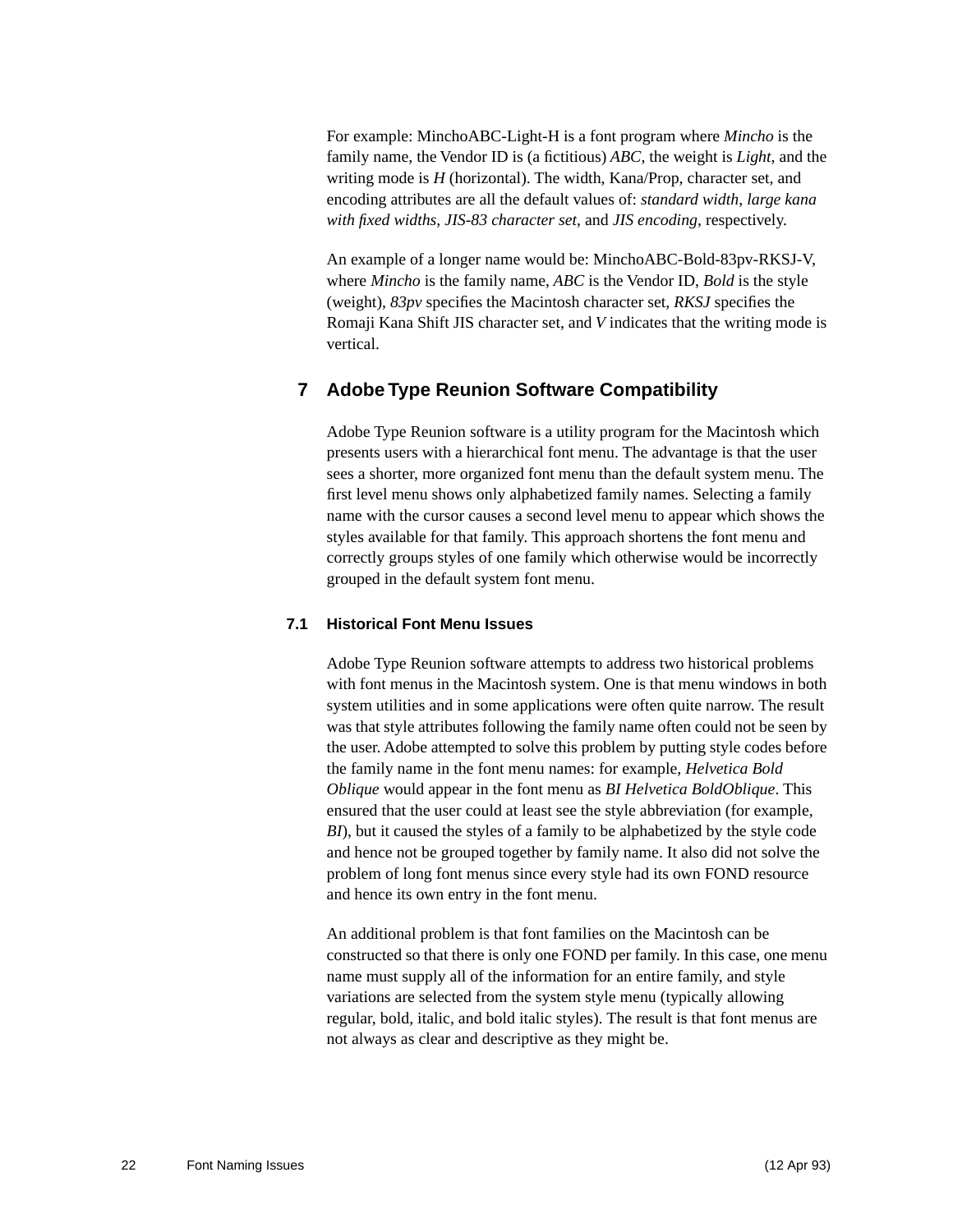For example: MinchoABC-Light-H is a font program where *Mincho* is the family name, the Vendor ID is (a fictitious) *ABC*, the weight is *Light*, and the writing mode is *H* (horizontal). The width, Kana/Prop, character set, and encoding attributes are all the default values of: *standard width*, *large kana with fixed widths*, *JIS-83 character set*, and *JIS encoding*, respectively.

An example of a longer name would be: MinchoABC-Bold-83pv-RKSJ-V, where *Mincho* is the family name, *ABC* is the Vendor ID, *Bold* is the style (weight), *83pv* specifies the Macintosh character set, *RKSJ* specifies the Romaji Kana Shift JIS character set, and *V* indicates that the writing mode is vertical.

## 7 Adobe Type Reunion Software Compatibility

Adobe Type Reunion software is a utility program for the Macintosh which presents users with a hierarchical font menu. The advantage is that the user sees a shorter, more organized font menu than the default system menu. The first level menu shows only alphabetized family names. Selecting a family name with the cursor causes a second level menu to appear which shows the styles available for that family. This approach shortens the font menu and correctly groups styles of one family which otherwise would be incorrectly grouped in the default system font menu.

### 7.1 Historical Font Menu Issues

Adobe Type Reunion software attempts to address two historical problems with font menus in the Macintosh system. One is that menu windows in both system utilities and in some applications were often quite narrow. The result was that style attributes following the family name often could not be seen by the user. Adobe attempted to solve this problem by putting style codes before the family name in the font menu names: for example, *Helvetica Bold Oblique* would appear in the font menu as *BI Helvetica BoldOblique*. This ensured that the user could at least see the style abbreviation (for example, *BI*), but it caused the styles of a family to be alphabetized by the style code and hence not be grouped together by family name. It also did not solve the problem of long font menus since every style had its own FOND resource and hence its own entry in the font menu.

An additional problem is that font families on the Macintosh can be constructed so that there is only one FOND per family. In this case, one menu name must supply all of the information for an entire family, and style variations are selected from the system style menu (typically allowing regular, bold, italic, and bold italic styles). The result is that font menus are not always as clear and descriptive as they might be.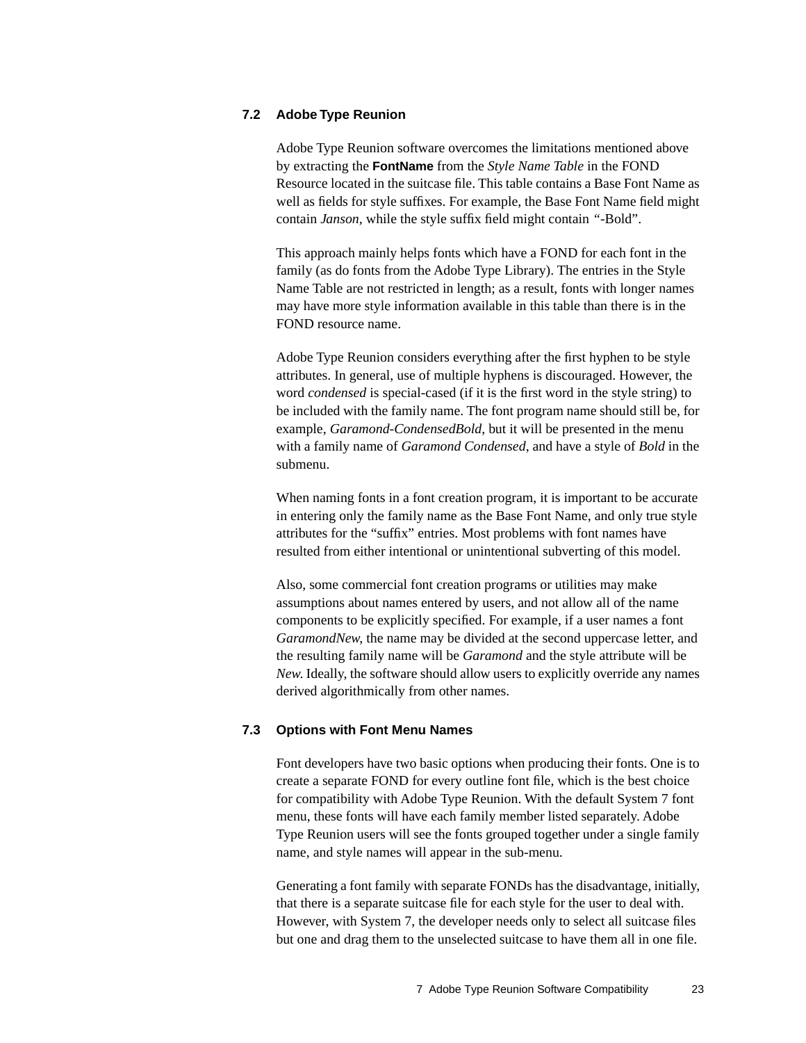## 7.2 Adobe Type Reunion

Adobe Type Reunion software overcomes the limitations mentioned above by extracting the **FontName** from the *Style Name Table* in the FOND Resource located in the suitcase file. This table contains a Base Font Name as well as fields for style suffixes. For example, the Base Font Name field might contain *Janson*, while the style suffix field might contain "-Bold".

This approach mainly helps fonts which have a FOND for each font in the family (as do fonts from the Adobe Type Library). The entries in the Style Name Table are not restricted in length; as a result, fonts with longer names may have more style information available in this table than there is in the FOND resource name.

Adobe Type Reunion considers everything after the first hyphen to be style attributes. In general, use of multiple hyphens is discouraged. However, the word *condensed* is special-cased (if it is the first word in the style string) to be included with the family name. The font program name should still be, for example, *Garamond-CondensedBold*, but it will be presented in the menu with a family name of *Garamond Condensed*, and have a style of *Bold* in the submenu.

When naming fonts in a font creation program, it is important to be accurate in entering only the family name as the Base Font Name, and only true style attributes for the "suffix" entries. Most problems with font names have resulted from either intentional or unintentional subverting of this model.

Also, some commercial font creation programs or utilities may make assumptions about names entered by users, and not allow all of the name components to be explicitly specified. For example, if a user names a font *GaramondNew*, the name may be divided at the second uppercase letter, and the resulting family name will be *Garamond* and the style attribute will be *New*. Ideally, the software should allow users to explicitly override any names derived algorithmically from other names.

## 7.3 Options with Font Menu Names

Font developers have two basic options when producing their fonts. One is to create a separate FOND for every outline font file, which is the best choice for compatibility with Adobe Type Reunion. With the default System 7 font menu, these fonts will have each family member listed separately. Adobe Type Reunion users will see the fonts grouped together under a single family name, and style names will appear in the sub-menu.

Generating a font family with separate FONDs has the disadvantage, initially, that there is a separate suitcase file for each style for the user to deal with. However, with System 7, the developer needs only to select all suitcase files but one and drag them to the unselected suitcase to have them all in one file.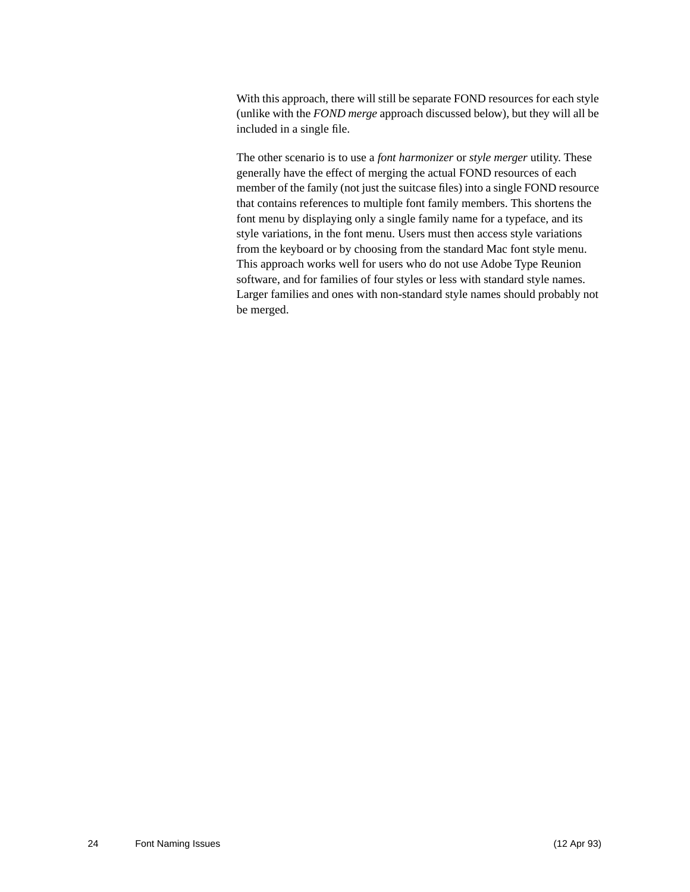With this approach, there will still be separate FOND resources for each style (unlike with the *FOND merge* approach discussed below), but they will all be included in a single file.

The other scenario is to use a *font harmonizer* or *style merger* utility. These generally have the effect of merging the actual FOND resources of each member of the family (not just the suitcase files) into a single FOND resource that contains references to multiple font family members. This shortens the font menu by displaying only a single family name for a typeface, and its style variations, in the font menu. Users must then access style variations from the keyboard or by choosing from the standard Mac font style menu. This approach works well for users who do not use Adobe Type Reunion software, and for families of four styles or less with standard style names. Larger families and ones with non-standard style names should probably not be merged.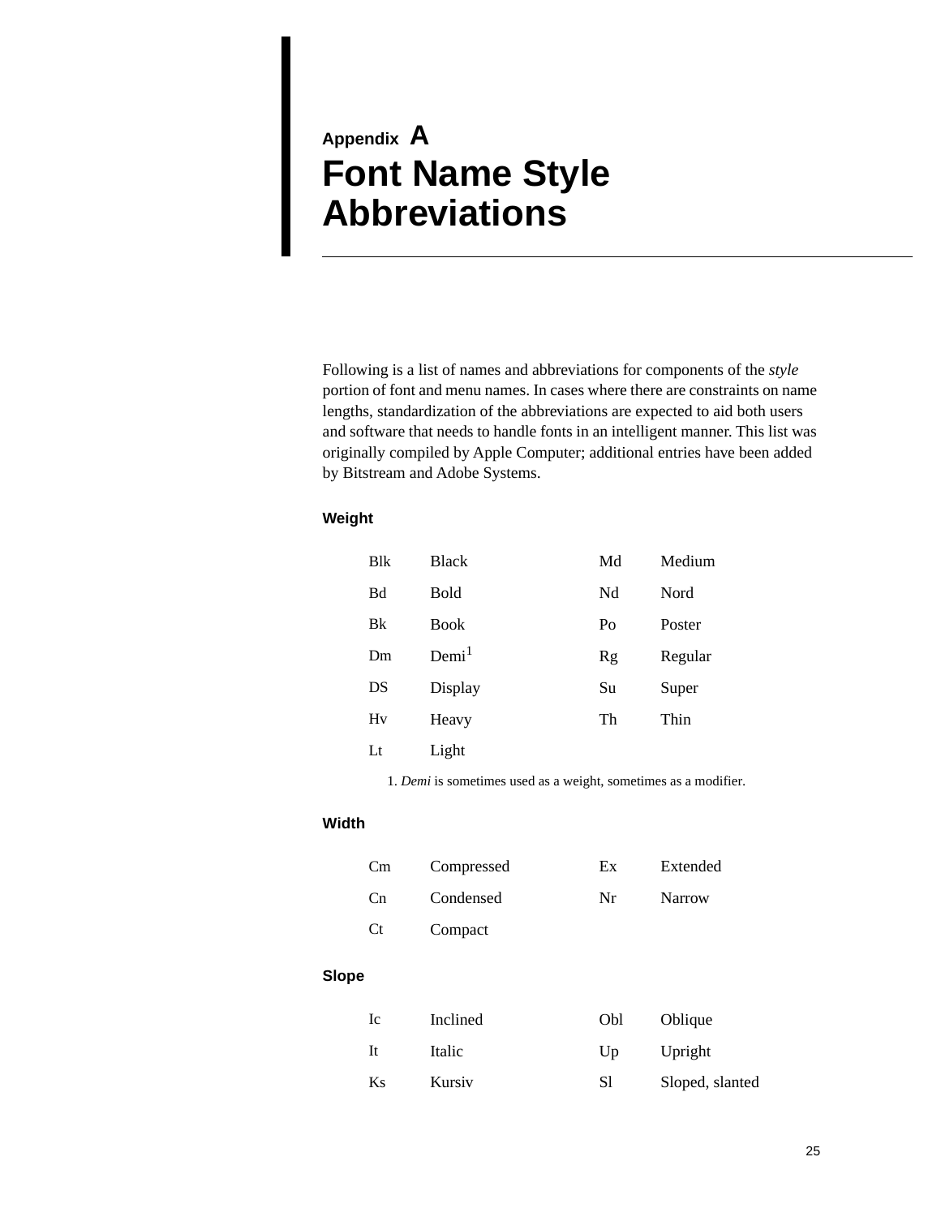# Appendix A
# Font Name Style Abbreviations

Following is a list of names and abbreviations for components of the *style* portion of font and menu names. In cases where there are constraints on name lengths, standardization of the abbreviations are expected to aid both users and software that needs to handle fonts in an intelligent manner. This list was originally compiled by Apple Computer; additional entries have been added by Bitstream and Adobe Systems.

### Weight

| | | | |
|---|---|---|---|
| Blk | Black | Md | Medium |
| Bd | Bold | Nd | Nord |
| Bk | Book | Po | Poster |
| Dm | Demi[1] | Rg | Regular |
| DS | Display | Su | Super |
| Hv | Heavy | Th | Thin |
| Lt | Light | | |

1. *Demi* is sometimes used as a weight, sometimes as a modifier.

### Width

| | | | |
|---|---|---|---|
| Cm | Compressed | Ex | Extended |
| Cn | Condensed | Nr | Narrow |
| Ct | Compact | | |

### Slope

| | | | |
|---|---|---|---|
| Ic | Inclined | Obl | Oblique |
| It | Italic | Up | Upright |
| Ks | Kursiv | Sl | Sloped, slanted |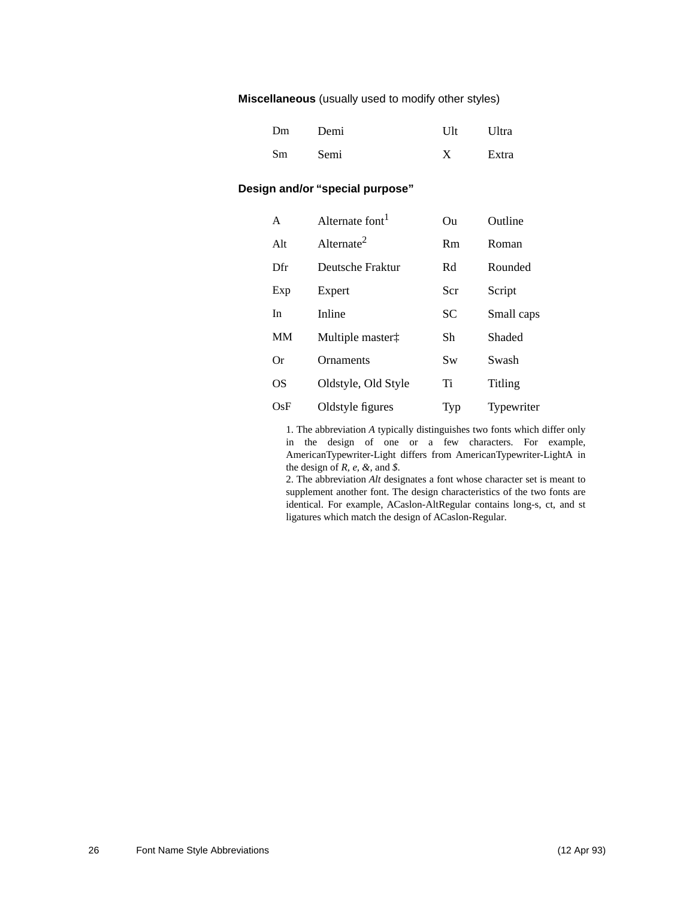**Miscellaneous** (usually used to modify other styles)

| | | | |
|---|---|---|---|
| Dm | Demi | Ult | Ultra |
| Sm | Semi | X | Extra |

**Design and/or "special purpose"**

| | | | |
|---|---|---|---|
| A | Alternate font[1] | Ou | Outline |
| Alt | Alternate[2] | Rm | Roman |
| Dfr | Deutsche Fraktur | Rd | Rounded |
| Exp | Expert | Scr | Script |
| In | Inline | SC | Small caps |
| MM | Multiple master‡ | Sh | Shaded |
| Or | Ornaments | Sw | Swash |
| OS | Oldstyle, Old Style | Ti | Titling |
| OsF | Oldstyle figures | Typ | Typewriter |

1. The abbreviation *A* typically distinguishes two fonts which differ only in the design of one or a few characters. For example, AmericanTypewriter-Light differs from AmericanTypewriter-LightA in the design of *R*, *e*, *&*, and *$*.
2. The abbreviation *Alt* designates a font whose character set is meant to supplement another font. The design characteristics of the two fonts are identical. For example, ACaslon-AltRegular contains long-s, ct, and st ligatures which match the design of ACaslon-Regular.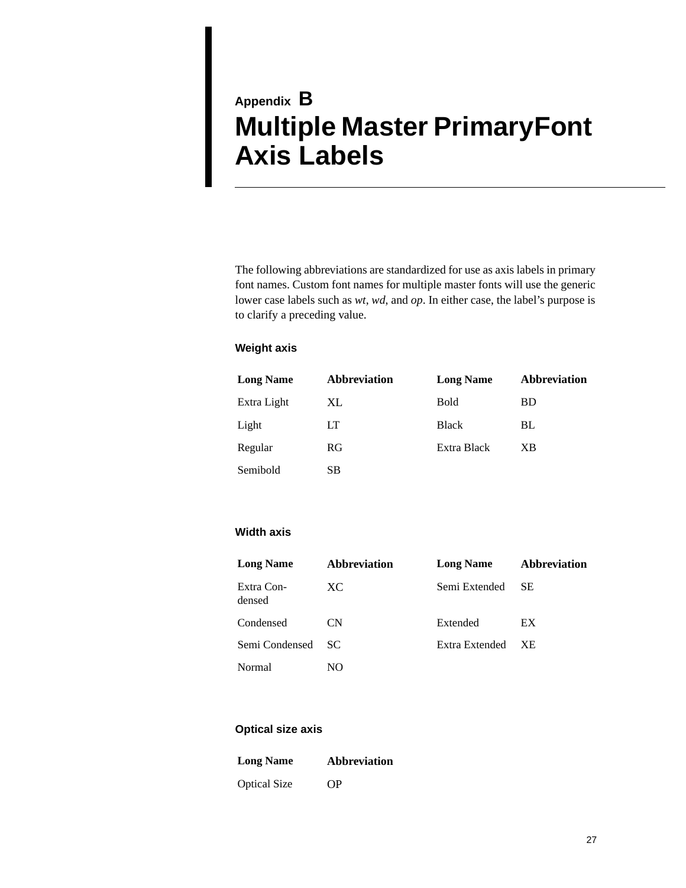Appendix B

# Multiple Master PrimaryFont Axis Labels

The following abbreviations are standardized for use as axis labels in primary font names. Custom font names for multiple master fonts will use the generic lower case labels such as *wt*, *wd*, and *op*. In either case, the label's purpose is to clarify a preceding value.

### Weight axis

| Long Name | Abbreviation | Long Name | Abbreviation |
|---|---|---|---|
| Extra Light | XL | Bold | BD |
| Light | LT | Black | BL |
| Regular | RG | Extra Black | XB |
| Semibold | SB | | |

### Width axis

| Long Name | Abbreviation | Long Name | Abbreviation |
|---|---|---|---|
| Extra Condensed | XC | Semi Extended | SE |
| Condensed | CN | Extended | EX |
| Semi Condensed | SC | Extra Extended | XE |
| Normal | NO | | |

### Optical size axis

| Long Name | Abbreviation |
|---|---|
| Optical Size | OP |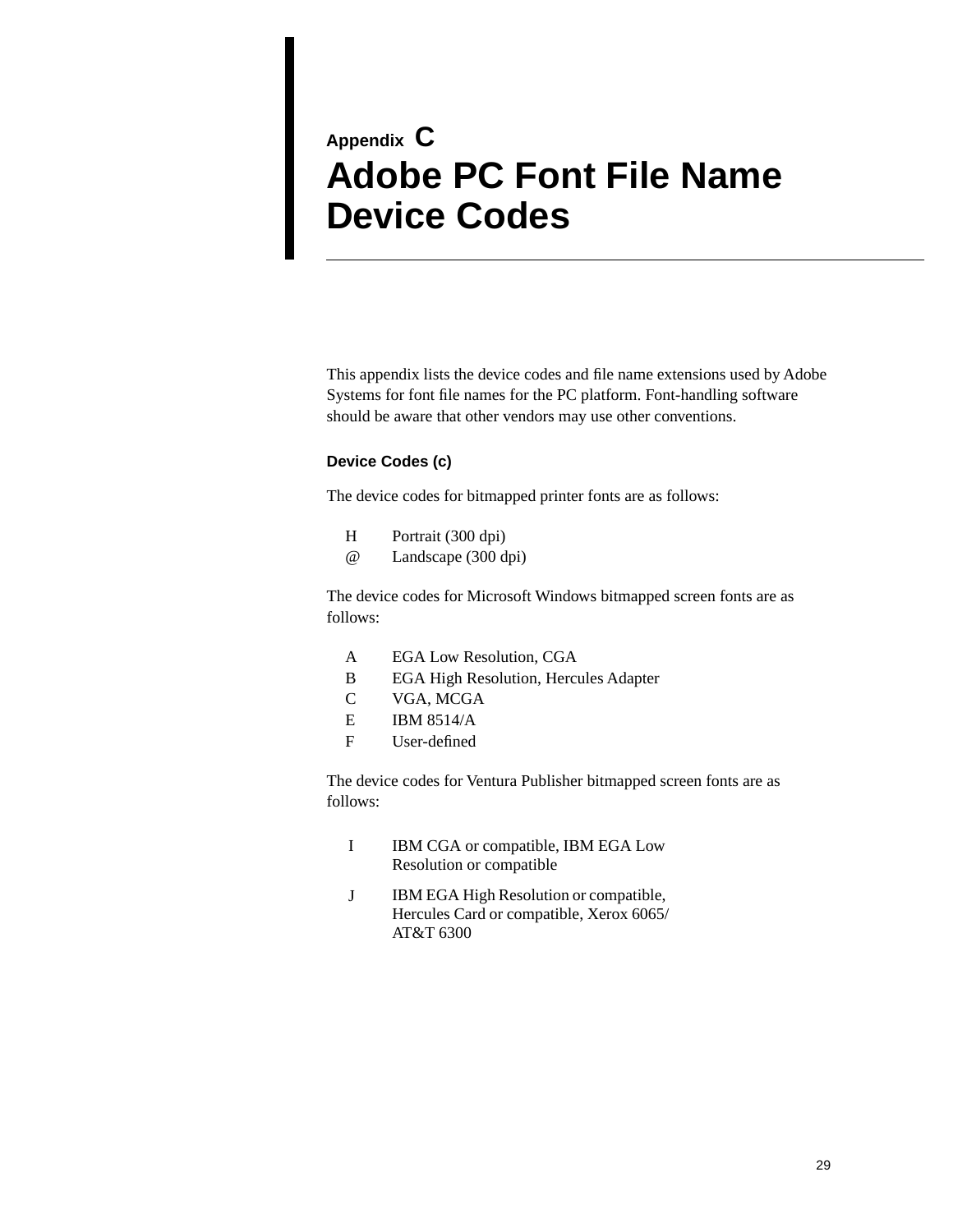Appendix C

# Adobe PC Font File Name Device Codes

This appendix lists the device codes and file name extensions used by Adobe Systems for font file names for the PC platform. Font-handling software should be aware that other vendors may use other conventions.

### Device Codes (c)

The device codes for bitmapped printer fonts are as follows:

| | |
|---|---|
| H | Portrait (300 dpi) |
| @ | Landscape (300 dpi) |

The device codes for Microsoft Windows bitmapped screen fonts are as follows:

| | |
|---|---|
| A | EGA Low Resolution, CGA |
| B | EGA High Resolution, Hercules Adapter |
| C | VGA, MCGA |
| E | IBM 8514/A |
| F | User-defined |

The device codes for Ventura Publisher bitmapped screen fonts are as follows:

| | |
|---|---|
| I | IBM CGA or compatible, IBM EGA Low Resolution or compatible |
| J | IBM EGA High Resolution or compatible, Hercules Card or compatible, Xerox 6065/AT&T 6300 |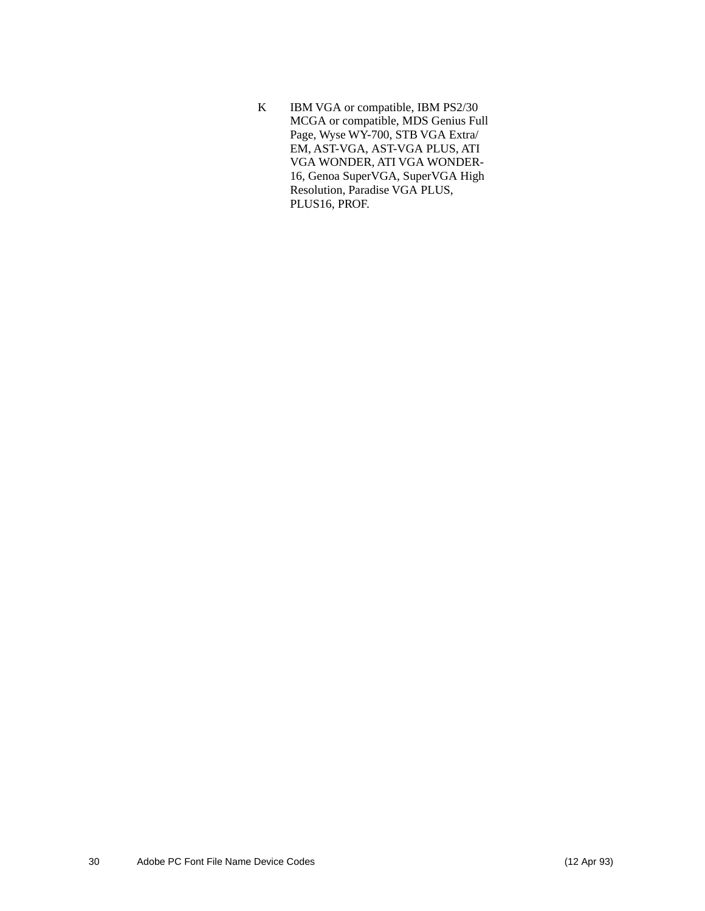| | |
|---|---|
| K | IBM VGA or compatible, IBM PS2/30 MCGA or compatible, MDS Genius Full Page, Wyse WY-700, STB VGA Extra/EM, AST-VGA, AST-VGA PLUS, ATI VGA WONDER, ATI VGA WONDER-16, Genoa SuperVGA, SuperVGA High Resolution, Paradise VGA PLUS, PLUS16, PROF. |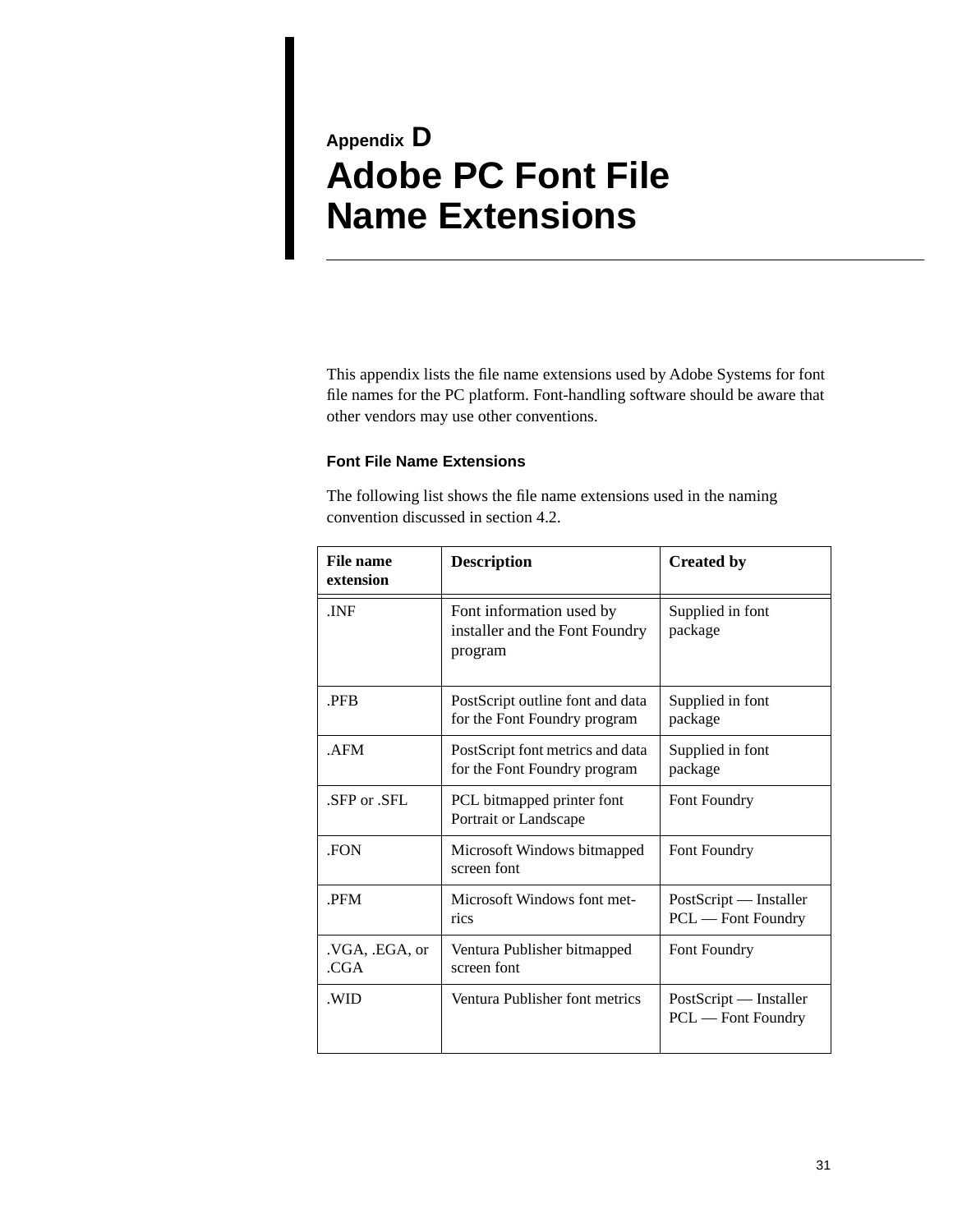Appendix D

# Adobe PC Font File Name Extensions

This appendix lists the file name extensions used by Adobe Systems for font file names for the PC platform. Font-handling software should be aware that other vendors may use other conventions.

### Font File Name Extensions

The following list shows the file name extensions used in the naming convention discussed in section 4.2.

| File name extension | Description | Created by |
|---|---|---|
| .INF | Font information used by installer and the Font Foundry program | Supplied in font package |
| .PFB | PostScript outline font and data for the Font Foundry program | Supplied in font package |
| .AFM | PostScript font metrics and data for the Font Foundry program | Supplied in font package |
| .SFP or .SFL | PCL bitmapped printer font Portrait or Landscape | Font Foundry |
| .FON | Microsoft Windows bitmapped screen font | Font Foundry |
| .PFM | Microsoft Windows font metrics | PostScript — Installer<br>PCL — Font Foundry |
| .VGA, .EGA, or .CGA | Ventura Publisher bitmapped screen font | Font Foundry |
| .WID | Ventura Publisher font metrics | PostScript — Installer<br>PCL — Font Foundry |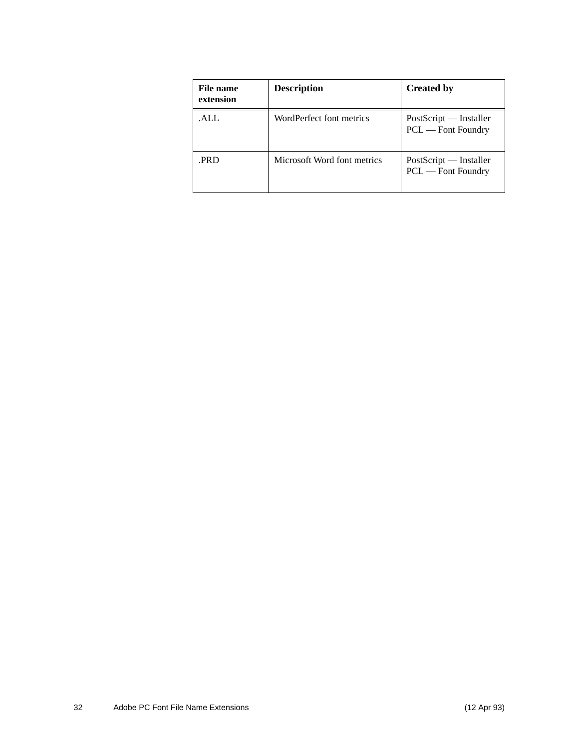| File name extension | Description | Created by |
| --- | --- | --- |
| .ALL | WordPerfect font metrics | PostScript — Installer<br>PCL — Font Foundry |
| .PRD | Microsoft Word font metrics | PostScript — Installer<br>PCL — Font Foundry |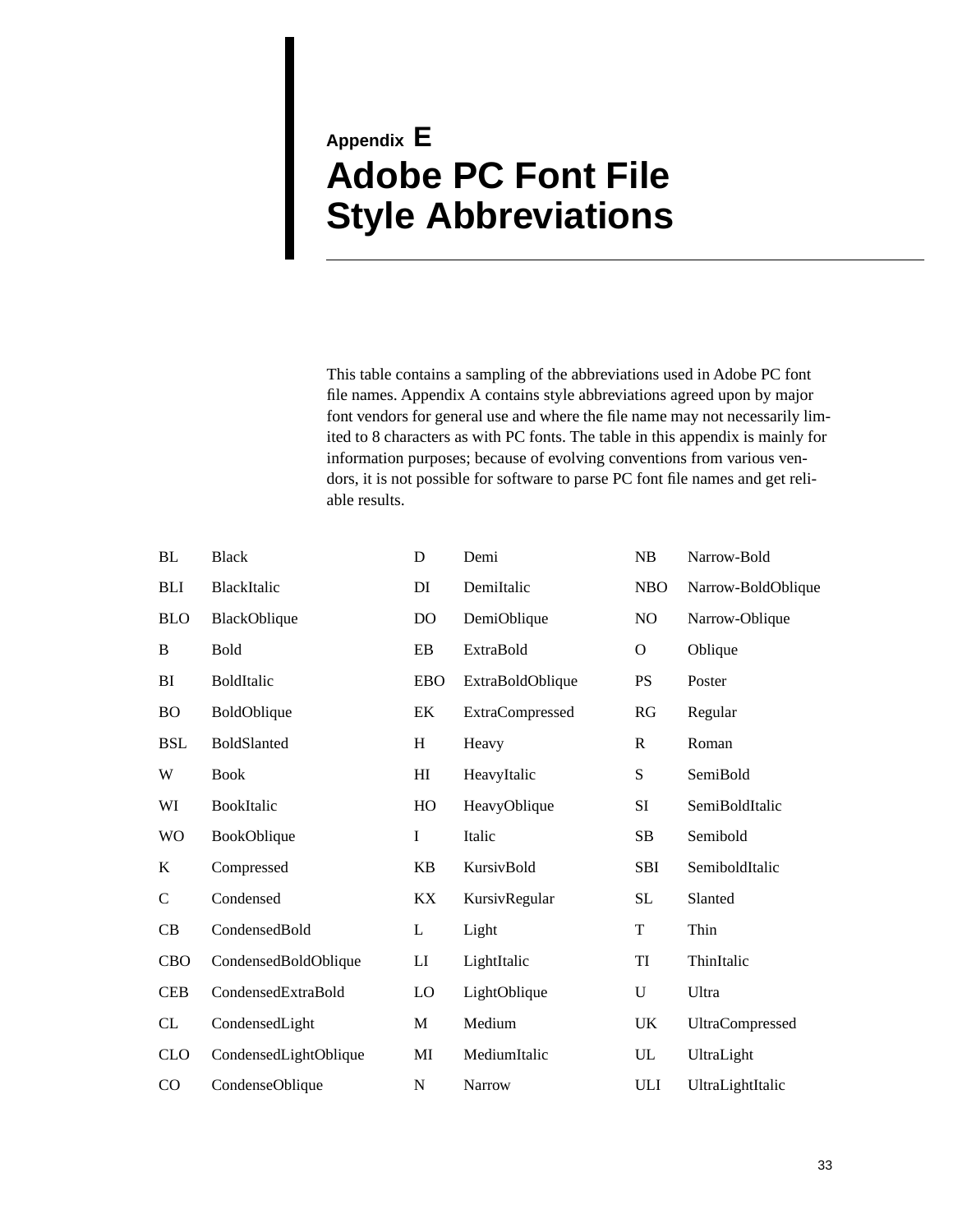Appendix E

# Adobe PC Font File Style Abbreviations

This table contains a sampling of the abbreviations used in Adobe PC font file names. Appendix A contains style abbreviations agreed upon by major font vendors for general use and where the file name may not necessarily limited to 8 characters as with PC fonts. The table in this appendix is mainly for information purposes; because of evolving conventions from various vendors, it is not possible for software to parse PC font file names and get reliable results.

| | | | | | |
|---|---|---|---|---|---|
| BL | Black | D | Demi | NB | Narrow-Bold |
| BLI | BlackItalic | DI | DemiItalic | NBO | Narrow-BoldOblique |
| BLO | BlackOblique | DO | DemiOblique | NO | Narrow-Oblique |
| B | Bold | EB | ExtraBold | O | Oblique |
| BI | BoldItalic | EBO | ExtraBoldOblique | PS | Poster |
| BO | BoldOblique | EK | ExtraCompressed | RG | Regular |
| BSL | BoldSlanted | H | Heavy | R | Roman |
| W | Book | HI | HeavyItalic | S | SemiBold |
| WI | BookItalic | HO | HeavyOblique | SI | SemiBoldItalic |
| WO | BookOblique | I | Italic | SB | Semibold |
| K | Compressed | KB | KursivBold | SBI | SemiboldItalic |
| C | Condensed | KX | KursivRegular | SL | Slanted |
| CB | CondensedBold | L | Light | T | Thin |
| CBO | CondensedBoldOblique | LI | LightItalic | TI | ThinItalic |
| CEB | CondensedExtraBold | LO | LightOblique | U | Ultra |
| CL | CondensedLight | M | Medium | UK | UltraCompressed |
| CLO | CondensedLightOblique | MI | MediumItalic | UL | UltraLight |
| CO | CondenseOblique | N | Narrow | ULI | UltraLightItalic |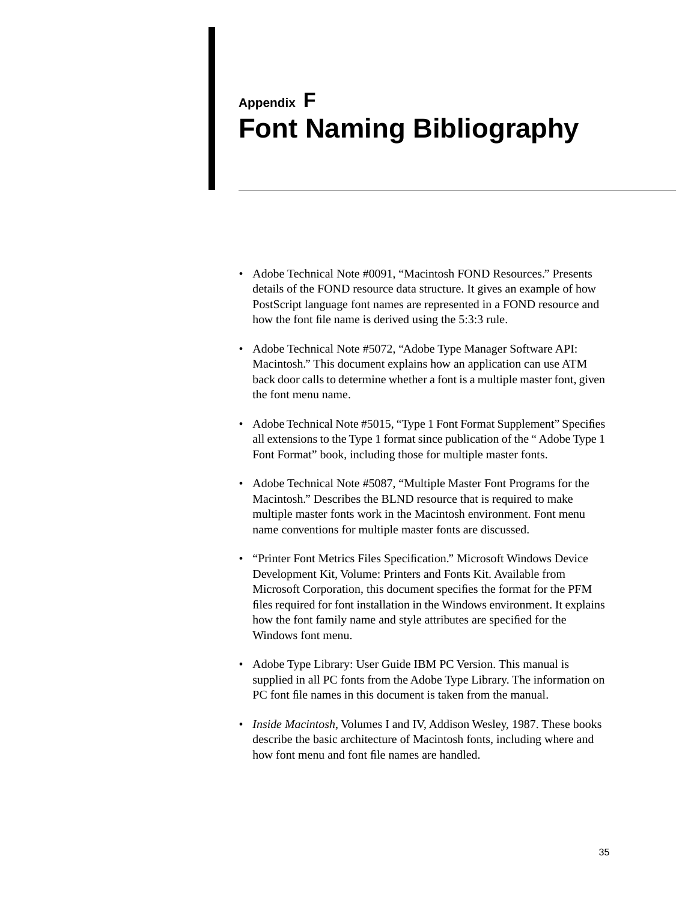Appendix F

# Font Naming Bibliography

- Adobe Technical Note #0091, “Macintosh FOND Resources.” Presents details of the FOND resource data structure. It gives an example of how PostScript language font names are represented in a FOND resource and how the font file name is derived using the 5:3:3 rule.

- Adobe Technical Note #5072, “Adobe Type Manager Software API: Macintosh.” This document explains how an application can use ATM back door calls to determine whether a font is a multiple master font, given the font menu name.

- Adobe Technical Note #5015, “Type 1 Font Format Supplement” Specifies all extensions to the Type 1 format since publication of the “ Adobe Type 1 Font Format” book, including those for multiple master fonts.

- Adobe Technical Note #5087, “Multiple Master Font Programs for the Macintosh.” Describes the BLND resource that is required to make multiple master fonts work in the Macintosh environment. Font menu name conventions for multiple master fonts are discussed.

- “Printer Font Metrics Files Specification.” Microsoft Windows Device Development Kit, Volume: Printers and Fonts Kit. Available from Microsoft Corporation, this document specifies the format for the PFM files required for font installation in the Windows environment. It explains how the font family name and style attributes are specified for the Windows font menu.

- Adobe Type Library: User Guide IBM PC Version. This manual is supplied in all PC fonts from the Adobe Type Library. The information on PC font file names in this document is taken from the manual.

- *Inside Macintosh*, Volumes I and IV, Addison Wesley, 1987. These books describe the basic architecture of Macintosh fonts, including where and how font menu and font file names are handled.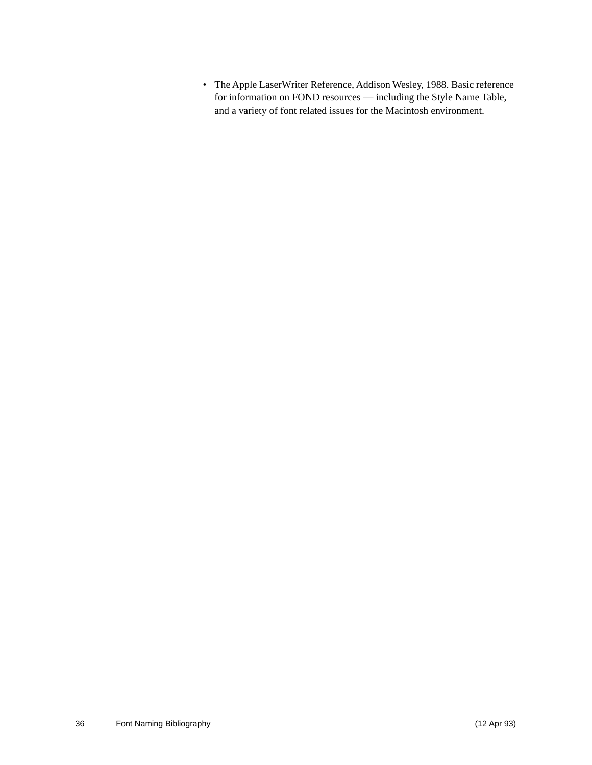- The Apple LaserWriter Reference, Addison Wesley, 1988. Basic reference for information on FOND resources — including the Style Name Table, and a variety of font related issues for the Macintosh environment.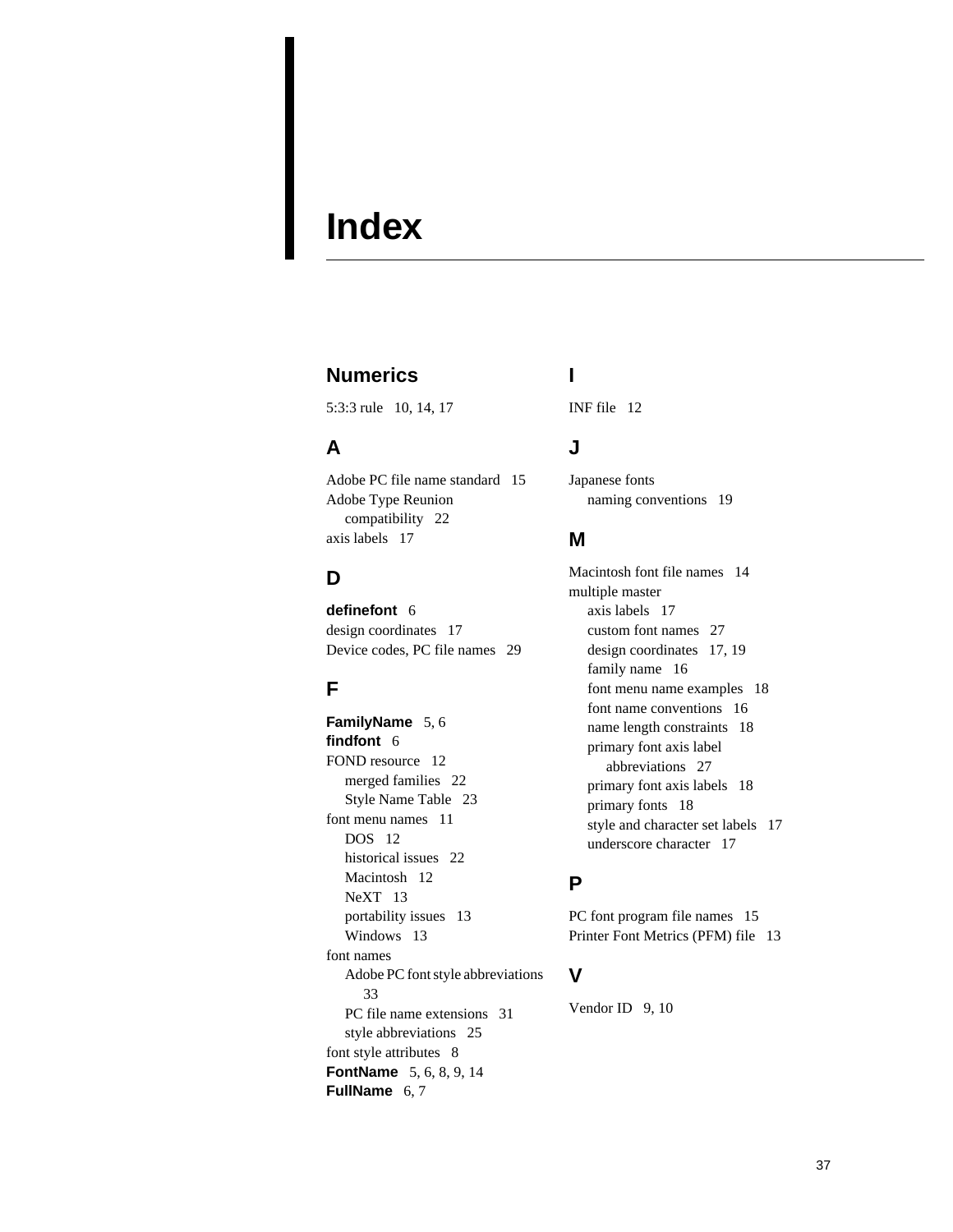# Index

## Numerics

5:3:3 rule 10, 14, 17

## A

Adobe PC file name standard 15
Adobe Type Reunion
  compatibility 22
axis labels 17

## D

**definefont** 6
design coordinates 17
Device codes, PC file names 29

## F

**FamilyName** 5, 6
**findfont** 6
FOND resource 12
  merged families 22
  Style Name Table 23
font menu names 11
  DOS 12
  historical issues 22
  Macintosh 12
  NeXT 13
  portability issues 13
  Windows 13
font names
  Adobe PC font style abbreviations 33
  PC file name extensions 31
  style abbreviations 25
font style attributes 8
**FontName** 5, 6, 8, 9, 14
**FullName** 6, 7

## I

INF file 12

## J

Japanese fonts
  naming conventions 19

## M

Macintosh font file names 14
multiple master
  axis labels 17
  custom font names 27
  design coordinates 17, 19
  family name 16
  font menu name examples 18
  font name conventions 16
  name length constraints 18
  primary font axis label
    abbreviations 27
  primary font axis labels 18
  primary fonts 18
  style and character set labels 17
  underscore character 17

## P

PC font program file names 15
Printer Font Metrics (PFM) file 13

## V

Vendor ID 9, 10